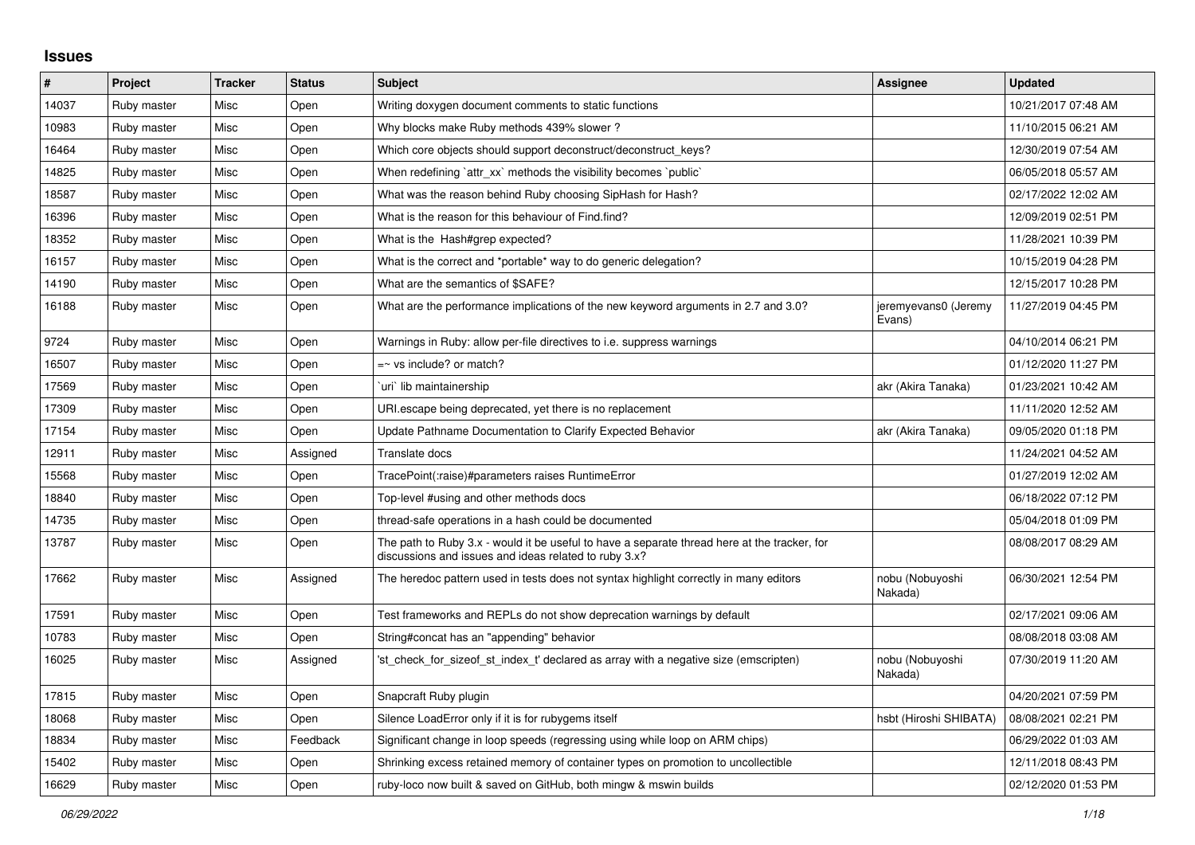## Issues

| # | Project | Tracker | Status | Subject | Assignee | Updated |
|---|---|---|---|---|---|---|
| 14037 | Ruby master | Misc | Open | Writing doxygen document comments to static functions | | 10/21/2017 07:48 AM |
| 10983 | Ruby master | Misc | Open | Why blocks make Ruby methods 439% slower ? | | 11/10/2015 06:21 AM |
| 16464 | Ruby master | Misc | Open | Which core objects should support deconstruct/deconstruct_keys? | | 12/30/2019 07:54 AM |
| 14825 | Ruby master | Misc | Open | When redefining `attr_xx` methods the visibility becomes `public` | | 06/05/2018 05:57 AM |
| 18587 | Ruby master | Misc | Open | What was the reason behind Ruby choosing SipHash for Hash? | | 02/17/2022 12:02 AM |
| 16396 | Ruby master | Misc | Open | What is the reason for this behaviour of Find.find? | | 12/09/2019 02:51 PM |
| 18352 | Ruby master | Misc | Open | What is the  Hash#grep expected? | | 11/28/2021 10:39 PM |
| 16157 | Ruby master | Misc | Open | What is the correct and *portable* way to do generic delegation? | | 10/15/2019 04:28 PM |
| 14190 | Ruby master | Misc | Open | What are the semantics of $SAFE? | | 12/15/2017 10:28 PM |
| 16188 | Ruby master | Misc | Open | What are the performance implications of the new keyword arguments in 2.7 and 3.0? | jeremyevans0 (Jeremy Evans) | 11/27/2019 04:45 PM |
| 9724 | Ruby master | Misc | Open | Warnings in Ruby: allow per-file directives to i.e. suppress warnings | | 04/10/2014 06:21 PM |
| 16507 | Ruby master | Misc | Open | =~ vs include? or match? | | 01/12/2020 11:27 PM |
| 17569 | Ruby master | Misc | Open | `uri` lib maintainership | akr (Akira Tanaka) | 01/23/2021 10:42 AM |
| 17309 | Ruby master | Misc | Open | URI.escape being deprecated, yet there is no replacement | | 11/11/2020 12:52 AM |
| 17154 | Ruby master | Misc | Open | Update Pathname Documentation to Clarify Expected Behavior | akr (Akira Tanaka) | 09/05/2020 01:18 PM |
| 12911 | Ruby master | Misc | Assigned | Translate docs | | 11/24/2021 04:52 AM |
| 15568 | Ruby master | Misc | Open | TracePoint(:raise)#parameters raises RuntimeError | | 01/27/2019 12:02 AM |
| 18840 | Ruby master | Misc | Open | Top-level #using and other methods docs | | 06/18/2022 07:12 PM |
| 14735 | Ruby master | Misc | Open | thread-safe operations in a hash could be documented | | 05/04/2018 01:09 PM |
| 13787 | Ruby master | Misc | Open | The path to Ruby 3.x - would it be useful to have a separate thread here at the tracker, for discussions and issues and ideas related to ruby 3.x? | | 08/08/2017 08:29 AM |
| 17662 | Ruby master | Misc | Assigned | The heredoc pattern used in tests does not syntax highlight correctly in many editors | nobu (Nobuyoshi Nakada) | 06/30/2021 12:54 PM |
| 17591 | Ruby master | Misc | Open | Test frameworks and REPLs do not show deprecation warnings by default | | 02/17/2021 09:06 AM |
| 10783 | Ruby master | Misc | Open | String#concat has an "appending" behavior | | 08/08/2018 03:08 AM |
| 16025 | Ruby master | Misc | Assigned | 'st_check_for_sizeof_st_index_t' declared as array with a negative size (emscripten) | nobu (Nobuyoshi Nakada) | 07/30/2019 11:20 AM |
| 17815 | Ruby master | Misc | Open | Snapcraft Ruby plugin | | 04/20/2021 07:59 PM |
| 18068 | Ruby master | Misc | Open | Silence LoadError only if it is for rubygems itself | hsbt (Hiroshi SHIBATA) | 08/08/2021 02:21 PM |
| 18834 | Ruby master | Misc | Feedback | Significant change in loop speeds (regressing using while loop on ARM chips) | | 06/29/2022 01:03 AM |
| 15402 | Ruby master | Misc | Open | Shrinking excess retained memory of container types on promotion to uncollectible | | 12/11/2018 08:43 PM |
| 16629 | Ruby master | Misc | Open | ruby-loco now built & saved on GitHub, both mingw & mswin builds | | 02/12/2020 01:53 PM |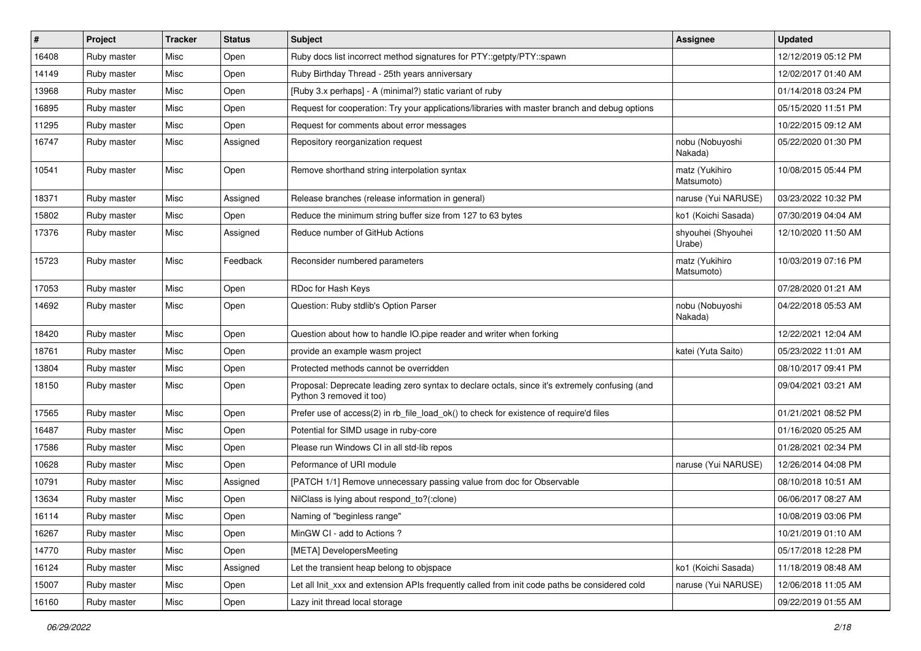| # | Project | Tracker | Status | Subject | Assignee | Updated |
|---|---|---|---|---|---|---|
| 16408 | Ruby master | Misc | Open | Ruby docs list incorrect method signatures for PTY::getpty/PTY::spawn | | 12/12/2019 05:12 PM |
| 14149 | Ruby master | Misc | Open | Ruby Birthday Thread - 25th years anniversary | | 12/02/2017 01:40 AM |
| 13968 | Ruby master | Misc | Open | [Ruby 3.x perhaps] - A (minimal?) static variant of ruby | | 01/14/2018 03:24 PM |
| 16895 | Ruby master | Misc | Open | Request for cooperation: Try your applications/libraries with master branch and debug options | | 05/15/2020 11:51 PM |
| 11295 | Ruby master | Misc | Open | Request for comments about error messages | | 10/22/2015 09:12 AM |
| 16747 | Ruby master | Misc | Assigned | Repository reorganization request | nobu (Nobuyoshi Nakada) | 05/22/2020 01:30 PM |
| 10541 | Ruby master | Misc | Open | Remove shorthand string interpolation syntax | matz (Yukihiro Matsumoto) | 10/08/2015 05:44 PM |
| 18371 | Ruby master | Misc | Assigned | Release branches (release information in general) | naruse (Yui NARUSE) | 03/23/2022 10:32 PM |
| 15802 | Ruby master | Misc | Open | Reduce the minimum string buffer size from 127 to 63 bytes | ko1 (Koichi Sasada) | 07/30/2019 04:04 AM |
| 17376 | Ruby master | Misc | Assigned | Reduce number of GitHub Actions | shyouhei (Shyouhei Urabe) | 12/10/2020 11:50 AM |
| 15723 | Ruby master | Misc | Feedback | Reconsider numbered parameters | matz (Yukihiro Matsumoto) | 10/03/2019 07:16 PM |
| 17053 | Ruby master | Misc | Open | RDoc for Hash Keys | | 07/28/2020 01:21 AM |
| 14692 | Ruby master | Misc | Open | Question: Ruby stdlib's Option Parser | nobu (Nobuyoshi Nakada) | 04/22/2018 05:53 AM |
| 18420 | Ruby master | Misc | Open | Question about how to handle IO.pipe reader and writer when forking | | 12/22/2021 12:04 AM |
| 18761 | Ruby master | Misc | Open | provide an example wasm project | katei (Yuta Saito) | 05/23/2022 11:01 AM |
| 13804 | Ruby master | Misc | Open | Protected methods cannot be overridden | | 08/10/2017 09:41 PM |
| 18150 | Ruby master | Misc | Open | Proposal: Deprecate leading zero syntax to declare octals, since it's extremely confusing (and Python 3 removed it too) | | 09/04/2021 03:21 AM |
| 17565 | Ruby master | Misc | Open | Prefer use of access(2) in rb_file_load_ok() to check for existence of require'd files | | 01/21/2021 08:52 PM |
| 16487 | Ruby master | Misc | Open | Potential for SIMD usage in ruby-core | | 01/16/2020 05:25 AM |
| 17586 | Ruby master | Misc | Open | Please run Windows CI in all std-lib repos | | 01/28/2021 02:34 PM |
| 10628 | Ruby master | Misc | Open | Peformance of URI module | naruse (Yui NARUSE) | 12/26/2014 04:08 PM |
| 10791 | Ruby master | Misc | Assigned | [PATCH 1/1] Remove unnecessary passing value from doc for Observable | | 08/10/2018 10:51 AM |
| 13634 | Ruby master | Misc | Open | NilClass is lying about respond_to?(:clone) | | 06/06/2017 08:27 AM |
| 16114 | Ruby master | Misc | Open | Naming of "beginless range" | | 10/08/2019 03:06 PM |
| 16267 | Ruby master | Misc | Open | MinGW CI - add to Actions ? | | 10/21/2019 01:10 AM |
| 14770 | Ruby master | Misc | Open | [META] DevelopersMeeting | | 05/17/2018 12:28 PM |
| 16124 | Ruby master | Misc | Assigned | Let the transient heap belong to objspace | ko1 (Koichi Sasada) | 11/18/2019 08:48 AM |
| 15007 | Ruby master | Misc | Open | Let all Init_xxx and extension APIs frequently called from init code paths be considered cold | naruse (Yui NARUSE) | 12/06/2018 11:05 AM |
| 16160 | Ruby master | Misc | Open | Lazy init thread local storage | | 09/22/2019 01:55 AM |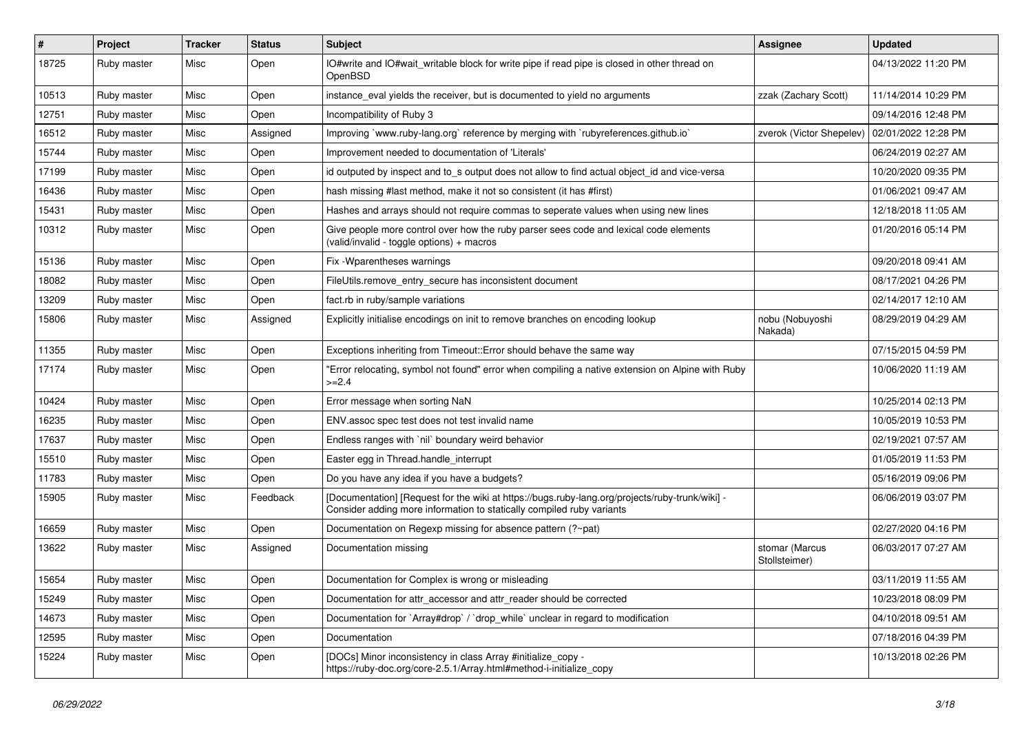| # | Project | Tracker | Status | Subject | Assignee | Updated |
|---|---|---|---|---|---|---|
| 18725 | Ruby master | Misc | Open | IO#write and IO#wait_writable block for write pipe if read pipe is closed in other thread on OpenBSD | | 04/13/2022 11:20 PM |
| 10513 | Ruby master | Misc | Open | instance_eval yields the receiver, but is documented to yield no arguments | zzak (Zachary Scott) | 11/14/2014 10:29 PM |
| 12751 | Ruby master | Misc | Open | Incompatibility of Ruby 3 | | 09/14/2016 12:48 PM |
| 16512 | Ruby master | Misc | Assigned | Improving `www.ruby-lang.org` reference by merging with `rubyreferences.github.io` | zverok (Victor Shepelev) | 02/01/2022 12:28 PM |
| 15744 | Ruby master | Misc | Open | Improvement needed to documentation of 'Literals' | | 06/24/2019 02:27 AM |
| 17199 | Ruby master | Misc | Open | id outputed by inspect and to_s output does not allow to find actual object_id and vice-versa | | 10/20/2020 09:35 PM |
| 16436 | Ruby master | Misc | Open | hash missing #last method, make it not so consistent (it has #first) | | 01/06/2021 09:47 AM |
| 15431 | Ruby master | Misc | Open | Hashes and arrays should not require commas to seperate values when using new lines | | 12/18/2018 11:05 AM |
| 10312 | Ruby master | Misc | Open | Give people more control over how the ruby parser sees code and lexical code elements (valid/invalid - toggle options) + macros | | 01/20/2016 05:14 PM |
| 15136 | Ruby master | Misc | Open | Fix -Wparentheses warnings | | 09/20/2018 09:41 AM |
| 18082 | Ruby master | Misc | Open | FileUtils.remove_entry_secure has inconsistent document | | 08/17/2021 04:26 PM |
| 13209 | Ruby master | Misc | Open | fact.rb in ruby/sample variations | | 02/14/2017 12:10 AM |
| 15806 | Ruby master | Misc | Assigned | Explicitly initialise encodings on init to remove branches on encoding lookup | nobu (Nobuyoshi Nakada) | 08/29/2019 04:29 AM |
| 11355 | Ruby master | Misc | Open | Exceptions inheriting from Timeout::Error should behave the same way | | 07/15/2015 04:59 PM |
| 17174 | Ruby master | Misc | Open | "Error relocating, symbol not found" error when compiling a native extension on Alpine with Ruby >=2.4 | | 10/06/2020 11:19 AM |
| 10424 | Ruby master | Misc | Open | Error message when sorting NaN | | 10/25/2014 02:13 PM |
| 16235 | Ruby master | Misc | Open | ENV.assoc spec test does not test invalid name | | 10/05/2019 10:53 PM |
| 17637 | Ruby master | Misc | Open | Endless ranges with `nil` boundary weird behavior | | 02/19/2021 07:57 AM |
| 15510 | Ruby master | Misc | Open | Easter egg in Thread.handle_interrupt | | 01/05/2019 11:53 PM |
| 11783 | Ruby master | Misc | Open | Do you have any idea if you have a budgets? | | 05/16/2019 09:06 PM |
| 15905 | Ruby master | Misc | Feedback | [Documentation] [Request for the wiki at https://bugs.ruby-lang.org/projects/ruby-trunk/wiki] - Consider adding more information to statically compiled ruby variants | | 06/06/2019 03:07 PM |
| 16659 | Ruby master | Misc | Open | Documentation on Regexp missing for absence pattern (?~pat) | | 02/27/2020 04:16 PM |
| 13622 | Ruby master | Misc | Assigned | Documentation missing | stomar (Marcus Stollsteimer) | 06/03/2017 07:27 AM |
| 15654 | Ruby master | Misc | Open | Documentation for Complex is wrong or misleading | | 03/11/2019 11:55 AM |
| 15249 | Ruby master | Misc | Open | Documentation for attr_accessor and attr_reader should be corrected | | 10/23/2018 08:09 PM |
| 14673 | Ruby master | Misc | Open | Documentation for `Array#drop` / `drop_while` unclear in regard to modification | | 04/10/2018 09:51 AM |
| 12595 | Ruby master | Misc | Open | Documentation | | 07/18/2016 04:39 PM |
| 15224 | Ruby master | Misc | Open | [DOCs] Minor inconsistency in class Array #initialize_copy - https://ruby-doc.org/core-2.5.1/Array.html#method-i-initialize_copy | | 10/13/2018 02:26 PM |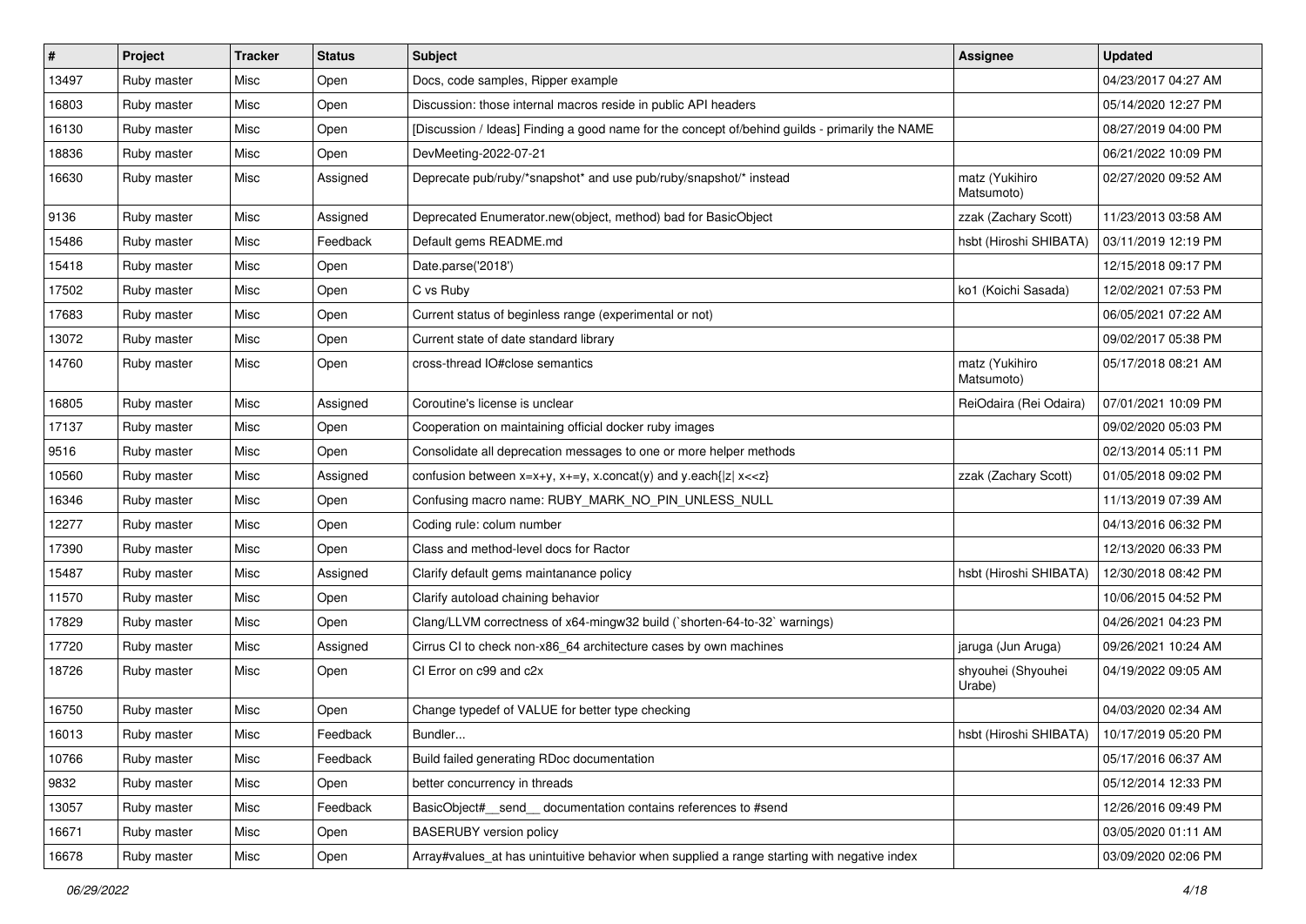| # | Project | Tracker | Status | Subject | Assignee | Updated |
|---|---|---|---|---|---|---|
| 13497 | Ruby master | Misc | Open | Docs, code samples, Ripper example | | 04/23/2017 04:27 AM |
| 16803 | Ruby master | Misc | Open | Discussion: those internal macros reside in public API headers | | 05/14/2020 12:27 PM |
| 16130 | Ruby master | Misc | Open | [Discussion / Ideas] Finding a good name for the concept of/behind guilds - primarily the NAME | | 08/27/2019 04:00 PM |
| 18836 | Ruby master | Misc | Open | DevMeeting-2022-07-21 | | 06/21/2022 10:09 PM |
| 16630 | Ruby master | Misc | Assigned | Deprecate pub/ruby/*snapshot* and use pub/ruby/snapshot/* instead | matz (Yukihiro Matsumoto) | 02/27/2020 09:52 AM |
| 9136 | Ruby master | Misc | Assigned | Deprecated Enumerator.new(object, method) bad for BasicObject | zzak (Zachary Scott) | 11/23/2013 03:58 AM |
| 15486 | Ruby master | Misc | Feedback | Default gems README.md | hsbt (Hiroshi SHIBATA) | 03/11/2019 12:19 PM |
| 15418 | Ruby master | Misc | Open | Date.parse('2018') | | 12/15/2018 09:17 PM |
| 17502 | Ruby master | Misc | Open | C vs Ruby | ko1 (Koichi Sasada) | 12/02/2021 07:53 PM |
| 17683 | Ruby master | Misc | Open | Current status of beginless range (experimental or not) | | 06/05/2021 07:22 AM |
| 13072 | Ruby master | Misc | Open | Current state of date standard library | | 09/02/2017 05:38 PM |
| 14760 | Ruby master | Misc | Open | cross-thread IO#close semantics | matz (Yukihiro Matsumoto) | 05/17/2018 08:21 AM |
| 16805 | Ruby master | Misc | Assigned | Coroutine's license is unclear | ReiOdaira (Rei Odaira) | 07/01/2021 10:09 PM |
| 17137 | Ruby master | Misc | Open | Cooperation on maintaining official docker ruby images | | 09/02/2020 05:03 PM |
| 9516 | Ruby master | Misc | Open | Consolidate all deprecation messages to one or more helper methods | | 02/13/2014 05:11 PM |
| 10560 | Ruby master | Misc | Assigned | confusion between x=x+y, x+=y, x.concat(y) and y.each{\|z\| x<<z} | zzak (Zachary Scott) | 01/05/2018 09:02 PM |
| 16346 | Ruby master | Misc | Open | Confusing macro name: RUBY_MARK_NO_PIN_UNLESS_NULL | | 11/13/2019 07:39 AM |
| 12277 | Ruby master | Misc | Open | Coding rule: colum number | | 04/13/2016 06:32 PM |
| 17390 | Ruby master | Misc | Open | Class and method-level docs for Ractor | | 12/13/2020 06:33 PM |
| 15487 | Ruby master | Misc | Assigned | Clarify default gems maintanance policy | hsbt (Hiroshi SHIBATA) | 12/30/2018 08:42 PM |
| 11570 | Ruby master | Misc | Open | Clarify autoload chaining behavior | | 10/06/2015 04:52 PM |
| 17829 | Ruby master | Misc | Open | Clang/LLVM correctness of x64-mingw32 build (`shorten-64-to-32` warnings) | | 04/26/2021 04:23 PM |
| 17720 | Ruby master | Misc | Assigned | Cirrus CI to check non-x86_64 architecture cases by own machines | jaruga (Jun Aruga) | 09/26/2021 10:24 AM |
| 18726 | Ruby master | Misc | Open | CI Error on c99 and c2x | shyouhei (Shyouhei Urabe) | 04/19/2022 09:05 AM |
| 16750 | Ruby master | Misc | Open | Change typedef of VALUE for better type checking | | 04/03/2020 02:34 AM |
| 16013 | Ruby master | Misc | Feedback | Bundler... | hsbt (Hiroshi SHIBATA) | 10/17/2019 05:20 PM |
| 10766 | Ruby master | Misc | Feedback | Build failed generating RDoc documentation | | 05/17/2016 06:37 AM |
| 9832 | Ruby master | Misc | Open | better concurrency in threads | | 05/12/2014 12:33 PM |
| 13057 | Ruby master | Misc | Feedback | BasicObject#__send__ documentation contains references to #send | | 12/26/2016 09:49 PM |
| 16671 | Ruby master | Misc | Open | BASERUBY version policy | | 03/05/2020 01:11 AM |
| 16678 | Ruby master | Misc | Open | Array#values_at has unintuitive behavior when supplied a range starting with negative index | | 03/09/2020 02:06 PM |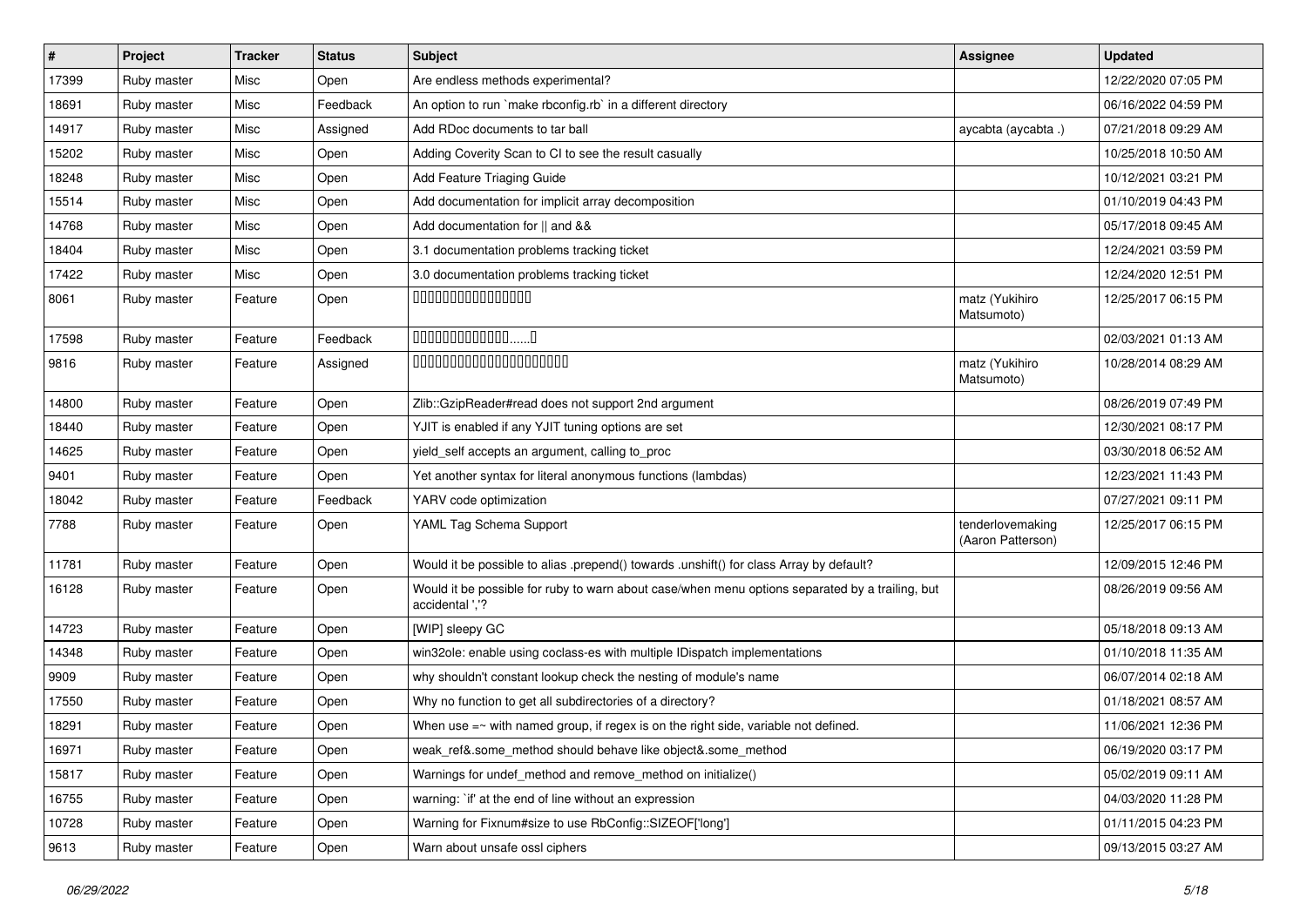| # | Project | Tracker | Status | Subject | Assignee | Updated |
| --- | --- | --- | --- | --- | --- | --- |
| 17399 | Ruby master | Misc | Open | Are endless methods experimental? | | 12/22/2020 07:05 PM |
| 18691 | Ruby master | Misc | Feedback | An option to run `make rbconfig.rb` in a different directory | | 06/16/2022 04:59 PM |
| 14917 | Ruby master | Misc | Assigned | Add RDoc documents to tar ball | aycabta (aycabta .) | 07/21/2018 09:29 AM |
| 15202 | Ruby master | Misc | Open | Adding Coverity Scan to CI to see the result casually | | 10/25/2018 10:50 AM |
| 18248 | Ruby master | Misc | Open | Add Feature Triaging Guide | | 10/12/2021 03:21 PM |
| 15514 | Ruby master | Misc | Open | Add documentation for implicit array decomposition | | 01/10/2019 04:43 PM |
| 14768 | Ruby master | Misc | Open | Add documentation for \|\| and && | | 05/17/2018 09:45 AM |
| 18404 | Ruby master | Misc | Open | 3.1 documentation problems tracking ticket | | 12/24/2021 03:59 PM |
| 17422 | Ruby master | Misc | Open | 3.0 documentation problems tracking ticket | | 12/24/2020 12:51 PM |
| 8061 | Ruby master | Feature | Open | 0000000000000000 | matz (Yukihiro Matsumoto) | 12/25/2017 06:15 PM |
| 17598 | Ruby master | Feature | Feedback | 0000000000000......0 | | 02/03/2021 01:13 AM |
| 9816 | Ruby master | Feature | Assigned | 0000000000000000000000 | matz (Yukihiro Matsumoto) | 10/28/2014 08:29 AM |
| 14800 | Ruby master | Feature | Open | Zlib::GzipReader#read does not support 2nd argument | | 08/26/2019 07:49 PM |
| 18440 | Ruby master | Feature | Open | YJIT is enabled if any YJIT tuning options are set | | 12/30/2021 08:17 PM |
| 14625 | Ruby master | Feature | Open | yield_self accepts an argument, calling to_proc | | 03/30/2018 06:52 AM |
| 9401 | Ruby master | Feature | Open | Yet another syntax for literal anonymous functions (lambdas) | | 12/23/2021 11:43 PM |
| 18042 | Ruby master | Feature | Feedback | YARV code optimization | | 07/27/2021 09:11 PM |
| 7788 | Ruby master | Feature | Open | YAML Tag Schema Support | tenderlovemaking (Aaron Patterson) | 12/25/2017 06:15 PM |
| 11781 | Ruby master | Feature | Open | Would it be possible to alias .prepend() towards .unshift() for class Array by default? | | 12/09/2015 12:46 PM |
| 16128 | Ruby master | Feature | Open | Would it be possible for ruby to warn about case/when menu options separated by a trailing, but accidental ','? | | 08/26/2019 09:56 AM |
| 14723 | Ruby master | Feature | Open | [WIP] sleepy GC | | 05/18/2018 09:13 AM |
| 14348 | Ruby master | Feature | Open | win32ole: enable using coclass-es with multiple IDispatch implementations | | 01/10/2018 11:35 AM |
| 9909 | Ruby master | Feature | Open | why shouldn't constant lookup check the nesting of module's name | | 06/07/2014 02:18 AM |
| 17550 | Ruby master | Feature | Open | Why no function to get all subdirectories of a directory? | | 01/18/2021 08:57 AM |
| 18291 | Ruby master | Feature | Open | When use =~ with named group, if regex is on the right side, variable not defined. | | 11/06/2021 12:36 PM |
| 16971 | Ruby master | Feature | Open | weak_ref&.some_method should behave like object&.some_method | | 06/19/2020 03:17 PM |
| 15817 | Ruby master | Feature | Open | Warnings for undef_method and remove_method on initialize() | | 05/02/2019 09:11 AM |
| 16755 | Ruby master | Feature | Open | warning: `if' at the end of line without an expression | | 04/03/2020 11:28 PM |
| 10728 | Ruby master | Feature | Open | Warning for Fixnum#size to use RbConfig::SIZEOF['long'] | | 01/11/2015 04:23 PM |
| 9613 | Ruby master | Feature | Open | Warn about unsafe ossl ciphers | | 09/13/2015 03:27 AM |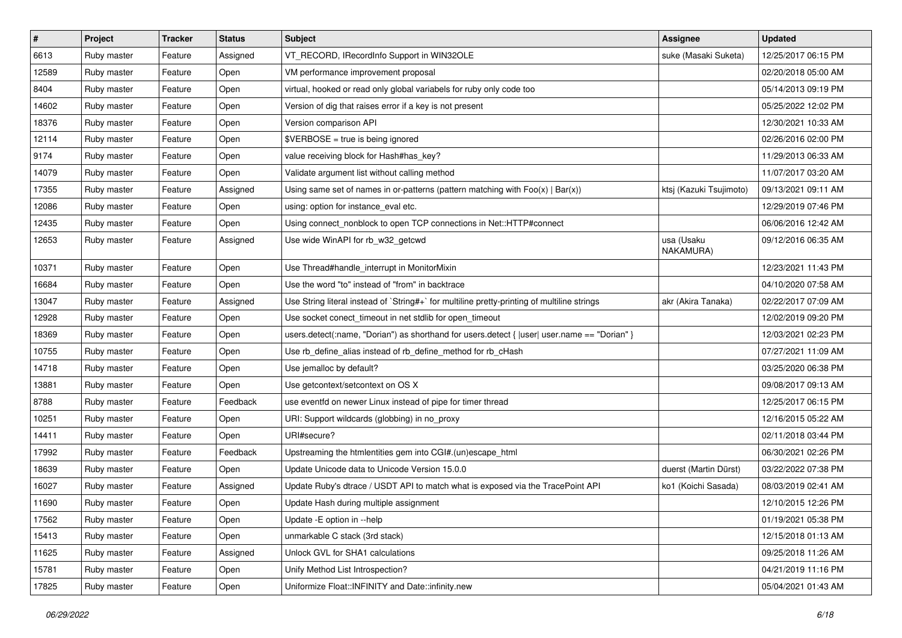| # | Project | Tracker | Status | Subject | Assignee | Updated |
|---|---|---|---|---|---|---|
| 6613 | Ruby master | Feature | Assigned | VT_RECORD, IRecordInfo Support in WIN32OLE | suke (Masaki Suketa) | 12/25/2017 06:15 PM |
| 12589 | Ruby master | Feature | Open | VM performance improvement proposal | | 02/20/2018 05:00 AM |
| 8404 | Ruby master | Feature | Open | virtual, hooked or read only global variabels for ruby only code too | | 05/14/2013 09:19 PM |
| 14602 | Ruby master | Feature | Open | Version of dig that raises error if a key is not present | | 05/25/2022 12:02 PM |
| 18376 | Ruby master | Feature | Open | Version comparison API | | 12/30/2021 10:33 AM |
| 12114 | Ruby master | Feature | Open | $VERBOSE = true is being ignored | | 02/26/2016 02:00 PM |
| 9174 | Ruby master | Feature | Open | value receiving block for Hash#has_key? | | 11/29/2013 06:33 AM |
| 14079 | Ruby master | Feature | Open | Validate argument list without calling method | | 11/07/2017 03:20 AM |
| 17355 | Ruby master | Feature | Assigned | Using same set of names in or-patterns (pattern matching with Foo(x) \| Bar(x)) | ktsj (Kazuki Tsujimoto) | 09/13/2021 09:11 AM |
| 12086 | Ruby master | Feature | Open | using: option for instance_eval etc. | | 12/29/2019 07:46 PM |
| 12435 | Ruby master | Feature | Open | Using connect_nonblock to open TCP connections in Net::HTTP#connect | | 06/06/2016 12:42 AM |
| 12653 | Ruby master | Feature | Assigned | Use wide WinAPI for rb_w32_getcwd | usa (Usaku NAKAMURA) | 09/12/2016 06:35 AM |
| 10371 | Ruby master | Feature | Open | Use Thread#handle_interrupt in MonitorMixin | | 12/23/2021 11:43 PM |
| 16684 | Ruby master | Feature | Open | Use the word "to" instead of "from" in backtrace | | 04/10/2020 07:58 AM |
| 13047 | Ruby master | Feature | Assigned | Use String literal instead of `String#+` for multiline pretty-printing of multiline strings | akr (Akira Tanaka) | 02/22/2017 07:09 AM |
| 12928 | Ruby master | Feature | Open | Use socket conect_timeout in net stdlib for open_timeout | | 12/02/2019 09:20 PM |
| 18369 | Ruby master | Feature | Open | users.detect(:name, "Dorian") as shorthand for users.detect { \|user\| user.name == "Dorian" } | | 12/03/2021 02:23 PM |
| 10755 | Ruby master | Feature | Open | Use rb_define_alias instead of rb_define_method for rb_cHash | | 07/27/2021 11:09 AM |
| 14718 | Ruby master | Feature | Open | Use jemalloc by default? | | 03/25/2020 06:38 PM |
| 13881 | Ruby master | Feature | Open | Use getcontext/setcontext on OS X | | 09/08/2017 09:13 AM |
| 8788 | Ruby master | Feature | Feedback | use eventfd on newer Linux instead of pipe for timer thread | | 12/25/2017 06:15 PM |
| 10251 | Ruby master | Feature | Open | URI: Support wildcards (globbing) in no_proxy | | 12/16/2015 05:22 AM |
| 14411 | Ruby master | Feature | Open | URI#secure? | | 02/11/2018 03:44 PM |
| 17992 | Ruby master | Feature | Feedback | Upstreaming the htmlentities gem into CGI#.(un)escape_html | | 06/30/2021 02:26 PM |
| 18639 | Ruby master | Feature | Open | Update Unicode data to Unicode Version 15.0.0 | duerst (Martin Dürst) | 03/22/2022 07:38 PM |
| 16027 | Ruby master | Feature | Assigned | Update Ruby's dtrace / USDT API to match what is exposed via the TracePoint API | ko1 (Koichi Sasada) | 08/03/2019 02:41 AM |
| 11690 | Ruby master | Feature | Open | Update Hash during multiple assignment | | 12/10/2015 12:26 PM |
| 17562 | Ruby master | Feature | Open | Update -E option in --help | | 01/19/2021 05:38 PM |
| 15413 | Ruby master | Feature | Open | unmarkable C stack (3rd stack) | | 12/15/2018 01:13 AM |
| 11625 | Ruby master | Feature | Assigned | Unlock GVL for SHA1 calculations | | 09/25/2018 11:26 AM |
| 15781 | Ruby master | Feature | Open | Unify Method List Introspection? | | 04/21/2019 11:16 PM |
| 17825 | Ruby master | Feature | Open | Uniformize Float::INFINITY and Date::infinity.new | | 05/04/2021 01:43 AM |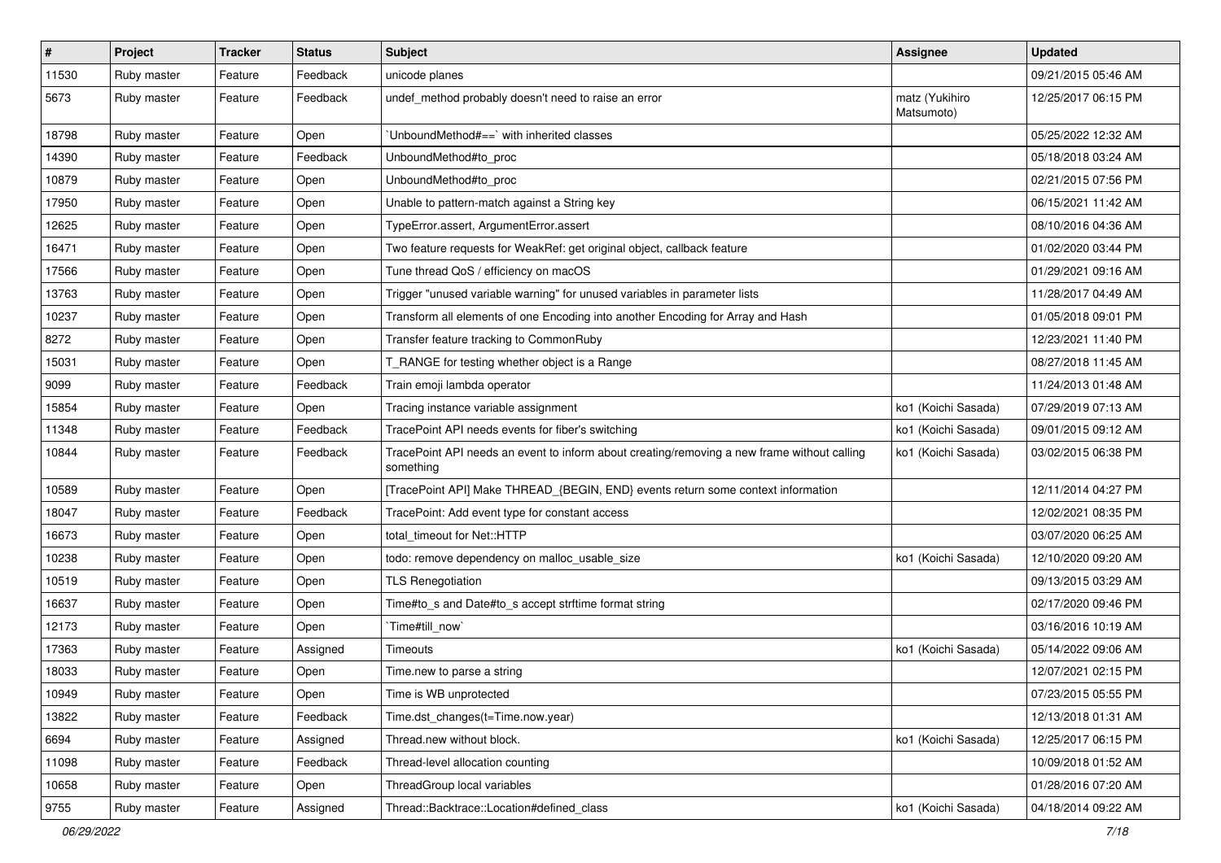| # | Project | Tracker | Status | Subject | Assignee | Updated |
|---|---|---|---|---|---|---|
| 11530 | Ruby master | Feature | Feedback | unicode planes | | 09/21/2015 05:46 AM |
| 5673 | Ruby master | Feature | Feedback | undef_method probably doesn't need to raise an error | matz (Yukihiro Matsumoto) | 12/25/2017 06:15 PM |
| 18798 | Ruby master | Feature | Open | `UnboundMethod#==` with inherited classes | | 05/25/2022 12:32 AM |
| 14390 | Ruby master | Feature | Feedback | UnboundMethod#to_proc | | 05/18/2018 03:24 AM |
| 10879 | Ruby master | Feature | Open | UnboundMethod#to_proc | | 02/21/2015 07:56 PM |
| 17950 | Ruby master | Feature | Open | Unable to pattern-match against a String key | | 06/15/2021 11:42 AM |
| 12625 | Ruby master | Feature | Open | TypeError.assert, ArgumentError.assert | | 08/10/2016 04:36 AM |
| 16471 | Ruby master | Feature | Open | Two feature requests for WeakRef: get original object, callback feature | | 01/02/2020 03:44 PM |
| 17566 | Ruby master | Feature | Open | Tune thread QoS / efficiency on macOS | | 01/29/2021 09:16 AM |
| 13763 | Ruby master | Feature | Open | Trigger "unused variable warning" for unused variables in parameter lists | | 11/28/2017 04:49 AM |
| 10237 | Ruby master | Feature | Open | Transform all elements of one Encoding into another Encoding for Array and Hash | | 01/05/2018 09:01 PM |
| 8272 | Ruby master | Feature | Open | Transfer feature tracking to CommonRuby | | 12/23/2021 11:40 PM |
| 15031 | Ruby master | Feature | Open | T_RANGE for testing whether object is a Range | | 08/27/2018 11:45 AM |
| 9099 | Ruby master | Feature | Feedback | Train emoji lambda operator | | 11/24/2013 01:48 AM |
| 15854 | Ruby master | Feature | Open | Tracing instance variable assignment | ko1 (Koichi Sasada) | 07/29/2019 07:13 AM |
| 11348 | Ruby master | Feature | Feedback | TracePoint API needs events for fiber's switching | ko1 (Koichi Sasada) | 09/01/2015 09:12 AM |
| 10844 | Ruby master | Feature | Feedback | TracePoint API needs an event to inform about creating/removing a new frame without calling something | ko1 (Koichi Sasada) | 03/02/2015 06:38 PM |
| 10589 | Ruby master | Feature | Open | [TracePoint API] Make THREAD_{BEGIN, END} events return some context information | | 12/11/2014 04:27 PM |
| 18047 | Ruby master | Feature | Feedback | TracePoint: Add event type for constant access | | 12/02/2021 08:35 PM |
| 16673 | Ruby master | Feature | Open | total_timeout for Net::HTTP | | 03/07/2020 06:25 AM |
| 10238 | Ruby master | Feature | Open | todo: remove dependency on malloc_usable_size | ko1 (Koichi Sasada) | 12/10/2020 09:20 AM |
| 10519 | Ruby master | Feature | Open | TLS Renegotiation | | 09/13/2015 03:29 AM |
| 16637 | Ruby master | Feature | Open | Time#to_s and Date#to_s accept strftime format string | | 02/17/2020 09:46 PM |
| 12173 | Ruby master | Feature | Open | `Time#till_now` | | 03/16/2016 10:19 AM |
| 17363 | Ruby master | Feature | Assigned | Timeouts | ko1 (Koichi Sasada) | 05/14/2022 09:06 AM |
| 18033 | Ruby master | Feature | Open | Time.new to parse a string | | 12/07/2021 02:15 PM |
| 10949 | Ruby master | Feature | Open | Time is WB unprotected | | 07/23/2015 05:55 PM |
| 13822 | Ruby master | Feature | Feedback | Time.dst_changes(t=Time.now.year) | | 12/13/2018 01:31 AM |
| 6694 | Ruby master | Feature | Assigned | Thread.new without block. | ko1 (Koichi Sasada) | 12/25/2017 06:15 PM |
| 11098 | Ruby master | Feature | Feedback | Thread-level allocation counting | | 10/09/2018 01:52 AM |
| 10658 | Ruby master | Feature | Open | ThreadGroup local variables | | 01/28/2016 07:20 AM |
| 9755 | Ruby master | Feature | Assigned | Thread::Backtrace::Location#defined_class | ko1 (Koichi Sasada) | 04/18/2014 09:22 AM |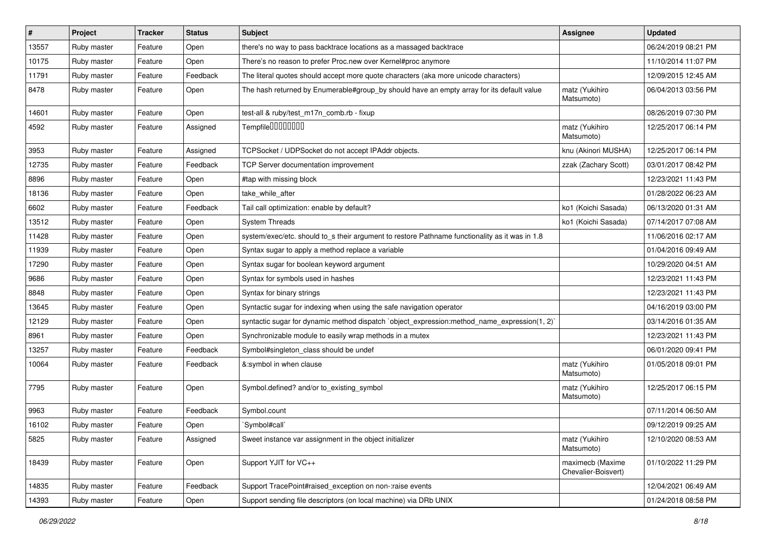| # | Project | Tracker | Status | Subject | Assignee | Updated |
|---|---|---|---|---|---|---|
| 13557 | Ruby master | Feature | Open | there's no way to pass backtrace locations as a massaged backtrace | | 06/24/2019 08:21 PM |
| 10175 | Ruby master | Feature | Open | There’s no reason to prefer Proc.new over Kernel#proc anymore | | 11/10/2014 11:07 PM |
| 11791 | Ruby master | Feature | Feedback | The literal quotes should accept more quote characters (aka more unicode characters) | | 12/09/2015 12:45 AM |
| 8478 | Ruby master | Feature | Open | The hash returned by Enumerable#group_by should have an empty array for its default value | matz (Yukihiro Matsumoto) | 06/04/2013 03:56 PM |
| 14601 | Ruby master | Feature | Open | test-all & ruby/test_m17n_comb.rb - fixup | | 08/26/2019 07:30 PM |
| 4592 | Ruby master | Feature | Assigned | Tempfile���������� | matz (Yukihiro Matsumoto) | 12/25/2017 06:14 PM |
| 3953 | Ruby master | Feature | Assigned | TCPSocket / UDPSocket do not accept IPAddr objects. | knu (Akinori MUSHA) | 12/25/2017 06:14 PM |
| 12735 | Ruby master | Feature | Feedback | TCP Server documentation improvement | zzak (Zachary Scott) | 03/01/2017 08:42 PM |
| 8896 | Ruby master | Feature | Open | #tap with missing block | | 12/23/2021 11:43 PM |
| 18136 | Ruby master | Feature | Open | take_while_after | | 01/28/2022 06:23 AM |
| 6602 | Ruby master | Feature | Feedback | Tail call optimization: enable by default? | ko1 (Koichi Sasada) | 06/13/2020 01:31 AM |
| 13512 | Ruby master | Feature | Open | System Threads | ko1 (Koichi Sasada) | 07/14/2017 07:08 AM |
| 11428 | Ruby master | Feature | Open | system/exec/etc. should to_s their argument to restore Pathname functionality as it was in 1.8 | | 11/06/2016 02:17 AM |
| 11939 | Ruby master | Feature | Open | Syntax sugar to apply a method replace a variable | | 01/04/2016 09:49 AM |
| 17290 | Ruby master | Feature | Open | Syntax sugar for boolean keyword argument | | 10/29/2020 04:51 AM |
| 9686 | Ruby master | Feature | Open | Syntax for symbols used in hashes | | 12/23/2021 11:43 PM |
| 8848 | Ruby master | Feature | Open | Syntax for binary strings | | 12/23/2021 11:43 PM |
| 13645 | Ruby master | Feature | Open | Syntactic sugar for indexing when using the safe navigation operator | | 04/16/2019 03:00 PM |
| 12129 | Ruby master | Feature | Open | syntactic sugar for dynamic method dispatch `object_expression:method_name_expression(1, 2)` | | 03/14/2016 01:35 AM |
| 8961 | Ruby master | Feature | Open | Synchronizable module to easily wrap methods in a mutex | | 12/23/2021 11:43 PM |
| 13257 | Ruby master | Feature | Feedback | Symbol#singleton_class should be undef | | 06/01/2020 09:41 PM |
| 10064 | Ruby master | Feature | Feedback | &:symbol in when clause | matz (Yukihiro Matsumoto) | 01/05/2018 09:01 PM |
| 7795 | Ruby master | Feature | Open | Symbol.defined? and/or to_existing_symbol | matz (Yukihiro Matsumoto) | 12/25/2017 06:15 PM |
| 9963 | Ruby master | Feature | Feedback | Symbol.count | | 07/11/2014 06:50 AM |
| 16102 | Ruby master | Feature | Open | `Symbol#call` | | 09/12/2019 09:25 AM |
| 5825 | Ruby master | Feature | Assigned | Sweet instance var assignment in the object initializer | matz (Yukihiro Matsumoto) | 12/10/2020 08:53 AM |
| 18439 | Ruby master | Feature | Open | Support YJIT for VC++ | maximecb (Maxime Chevalier-Boisvert) | 01/10/2022 11:29 PM |
| 14835 | Ruby master | Feature | Feedback | Support TracePoint#raised_exception on non-:raise events | | 12/04/2021 06:49 AM |
| 14393 | Ruby master | Feature | Open | Support sending file descriptors (on local machine) via DRb UNIX | | 01/24/2018 08:58 PM |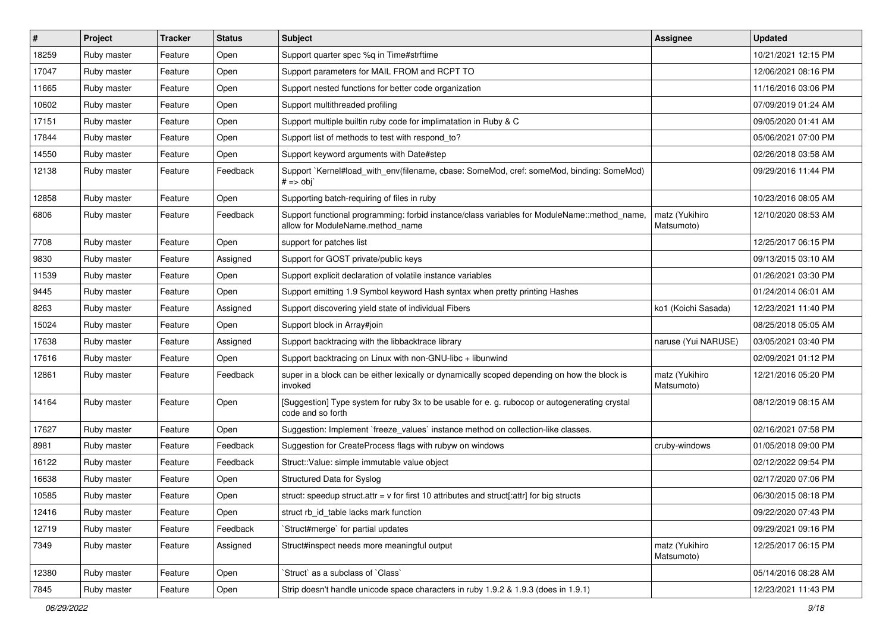| # | Project | Tracker | Status | Subject | Assignee | Updated |
|---|---|---|---|---|---|---|
| 18259 | Ruby master | Feature | Open | Support quarter spec %q in Time#strftime | | 10/21/2021 12:15 PM |
| 17047 | Ruby master | Feature | Open | Support parameters for MAIL FROM and RCPT TO | | 12/06/2021 08:16 PM |
| 11665 | Ruby master | Feature | Open | Support nested functions for better code organization | | 11/16/2016 03:06 PM |
| 10602 | Ruby master | Feature | Open | Support multithreaded profiling | | 07/09/2019 01:24 AM |
| 17151 | Ruby master | Feature | Open | Support multiple builtin ruby code for implimatation in Ruby & C | | 09/05/2020 01:41 AM |
| 17844 | Ruby master | Feature | Open | Support list of methods to test with respond_to? | | 05/06/2021 07:00 PM |
| 14550 | Ruby master | Feature | Open | Support keyword arguments with Date#step | | 02/26/2018 03:58 AM |
| 12138 | Ruby master | Feature | Feedback | Support `Kernel#load_with_env(filename, cbase: SomeMod, cref: someMod, binding: SomeMod) # => obj` | | 09/29/2016 11:44 PM |
| 12858 | Ruby master | Feature | Open | Supporting batch-requiring of files in ruby | | 10/23/2016 08:05 AM |
| 6806 | Ruby master | Feature | Feedback | Support functional programming: forbid instance/class variables for ModuleName::method_name, allow for ModuleName.method_name | matz (Yukihiro Matsumoto) | 12/10/2020 08:53 AM |
| 7708 | Ruby master | Feature | Open | support for patches list | | 12/25/2017 06:15 PM |
| 9830 | Ruby master | Feature | Assigned | Support for GOST private/public keys | | 09/13/2015 03:10 AM |
| 11539 | Ruby master | Feature | Open | Support explicit declaration of volatile instance variables | | 01/26/2021 03:30 PM |
| 9445 | Ruby master | Feature | Open | Support emitting 1.9 Symbol keyword Hash syntax when pretty printing Hashes | | 01/24/2014 06:01 AM |
| 8263 | Ruby master | Feature | Assigned | Support discovering yield state of individual Fibers | ko1 (Koichi Sasada) | 12/23/2021 11:40 PM |
| 15024 | Ruby master | Feature | Open | Support block in Array#join | | 08/25/2018 05:05 AM |
| 17638 | Ruby master | Feature | Assigned | Support backtracing with the libbacktrace library | naruse (Yui NARUSE) | 03/05/2021 03:40 PM |
| 17616 | Ruby master | Feature | Open | Support backtracing on Linux with non-GNU-libc + libunwind | | 02/09/2021 01:12 PM |
| 12861 | Ruby master | Feature | Feedback | super in a block can be either lexically or dynamically scoped depending on how the block is invoked | matz (Yukihiro Matsumoto) | 12/21/2016 05:20 PM |
| 14164 | Ruby master | Feature | Open | [Suggestion] Type system for ruby 3x to be usable for e. g. rubocop or autogenerating crystal code and so forth | | 08/12/2019 08:15 AM |
| 17627 | Ruby master | Feature | Open | Suggestion: Implement `freeze_values` instance method on collection-like classes. | | 02/16/2021 07:58 PM |
| 8981 | Ruby master | Feature | Feedback | Suggestion for CreateProcess flags with rubyw on windows | cruby-windows | 01/05/2018 09:00 PM |
| 16122 | Ruby master | Feature | Feedback | Struct::Value: simple immutable value object | | 02/12/2022 09:54 PM |
| 16638 | Ruby master | Feature | Open | Structured Data for Syslog | | 02/17/2020 07:06 PM |
| 10585 | Ruby master | Feature | Open | struct: speedup struct.attr = v for first 10 attributes and struct[:attr] for big structs | | 06/30/2015 08:18 PM |
| 12416 | Ruby master | Feature | Open | struct rb_id_table lacks mark function | | 09/22/2020 07:43 PM |
| 12719 | Ruby master | Feature | Feedback | `Struct#merge` for partial updates | | 09/29/2021 09:16 PM |
| 7349 | Ruby master | Feature | Assigned | Struct#inspect needs more meaningful output | matz (Yukihiro Matsumoto) | 12/25/2017 06:15 PM |
| 12380 | Ruby master | Feature | Open | `Struct` as a subclass of `Class` | | 05/14/2016 08:28 AM |
| 7845 | Ruby master | Feature | Open | Strip doesn't handle unicode space characters in ruby 1.9.2 & 1.9.3 (does in 1.9.1) | | 12/23/2021 11:43 PM |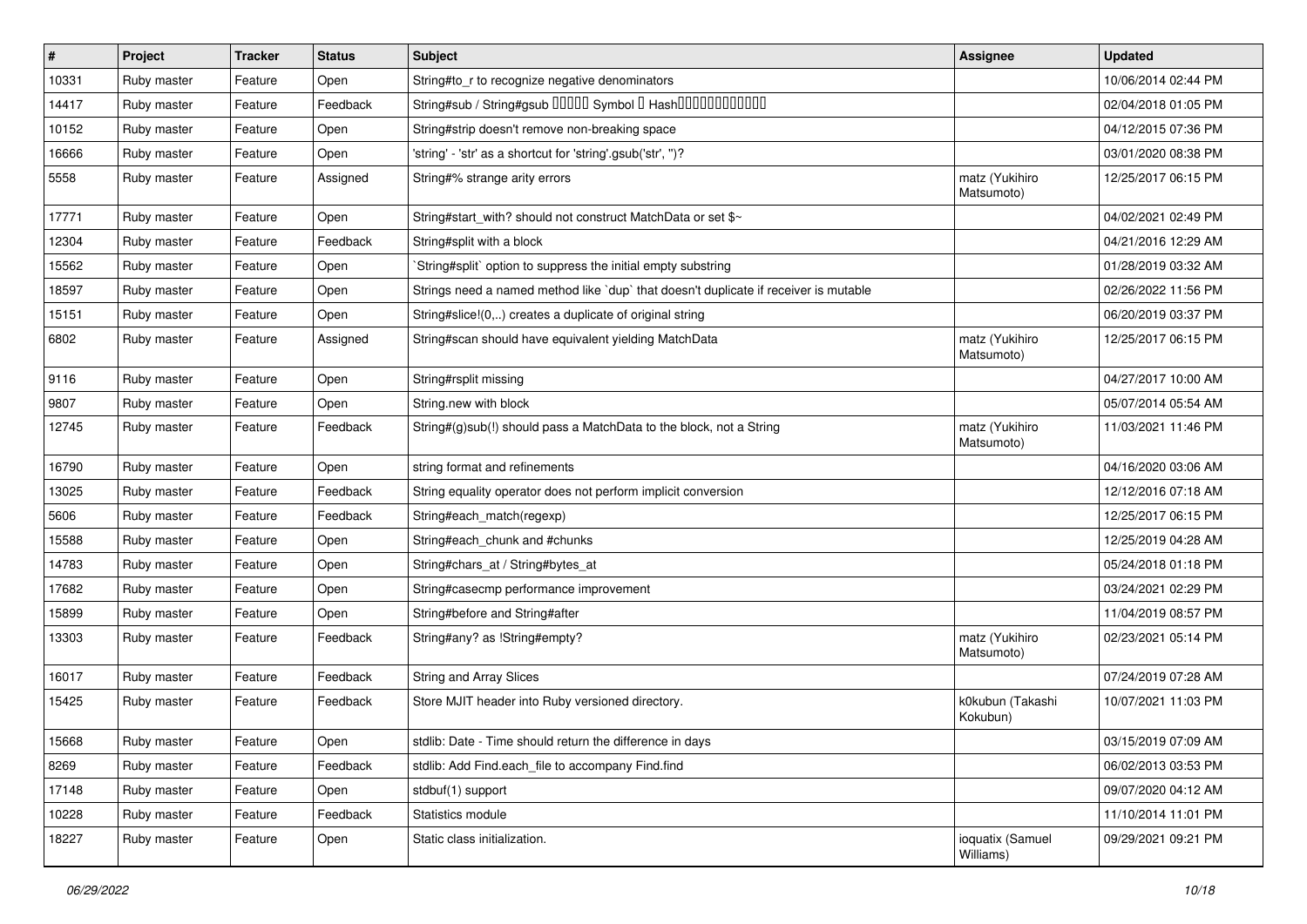| # | Project | Tracker | Status | Subject | Assignee | Updated |
|---|---|---|---|---|---|---|
| 10331 | Ruby master | Feature | Open | String#to_r to recognize negative denominators | | 10/06/2014 02:44 PM |
| 14417 | Ruby master | Feature | Feedback | String#sub / String#gsub ▯▯▯▯▯ Symbol ▯ Hash▯▯▯▯▯▯▯▯▯▯▯▯ | | 02/04/2018 01:05 PM |
| 10152 | Ruby master | Feature | Open | String#strip doesn't remove non-breaking space | | 04/12/2015 07:36 PM |
| 16666 | Ruby master | Feature | Open | 'string' - 'str' as a shortcut for 'string'.gsub('str', '')? | | 03/01/2020 08:38 PM |
| 5558 | Ruby master | Feature | Assigned | String#% strange arity errors | matz (Yukihiro Matsumoto) | 12/25/2017 06:15 PM |
| 17771 | Ruby master | Feature | Open | String#start_with? should not construct MatchData or set $~ | | 04/02/2021 02:49 PM |
| 12304 | Ruby master | Feature | Feedback | String#split with a block | | 04/21/2016 12:29 AM |
| 15562 | Ruby master | Feature | Open | `String#split` option to suppress the initial empty substring | | 01/28/2019 03:32 AM |
| 18597 | Ruby master | Feature | Open | Strings need a named method like `dup` that doesn't duplicate if receiver is mutable | | 02/26/2022 11:56 PM |
| 15151 | Ruby master | Feature | Open | String#slice!(0,..) creates a duplicate of original string | | 06/20/2019 03:37 PM |
| 6802 | Ruby master | Feature | Assigned | String#scan should have equivalent yielding MatchData | matz (Yukihiro Matsumoto) | 12/25/2017 06:15 PM |
| 9116 | Ruby master | Feature | Open | String#rsplit missing | | 04/27/2017 10:00 AM |
| 9807 | Ruby master | Feature | Open | String.new with block | | 05/07/2014 05:54 AM |
| 12745 | Ruby master | Feature | Feedback | String#(g)sub(!) should pass a MatchData to the block, not a String | matz (Yukihiro Matsumoto) | 11/03/2021 11:46 PM |
| 16790 | Ruby master | Feature | Open | string format and refinements | | 04/16/2020 03:06 AM |
| 13025 | Ruby master | Feature | Feedback | String equality operator does not perform implicit conversion | | 12/12/2016 07:18 AM |
| 5606 | Ruby master | Feature | Feedback | String#each_match(regexp) | | 12/25/2017 06:15 PM |
| 15588 | Ruby master | Feature | Open | String#each_chunk and #chunks | | 12/25/2019 04:28 AM |
| 14783 | Ruby master | Feature | Open | String#chars_at / String#bytes_at | | 05/24/2018 01:18 PM |
| 17682 | Ruby master | Feature | Open | String#casecmp performance improvement | | 03/24/2021 02:29 PM |
| 15899 | Ruby master | Feature | Open | String#before and String#after | | 11/04/2019 08:57 PM |
| 13303 | Ruby master | Feature | Feedback | String#any? as !String#empty? | matz (Yukihiro Matsumoto) | 02/23/2021 05:14 PM |
| 16017 | Ruby master | Feature | Feedback | String and Array Slices | | 07/24/2019 07:28 AM |
| 15425 | Ruby master | Feature | Feedback | Store MJIT header into Ruby versioned directory. | k0kubun (Takashi Kokubun) | 10/07/2021 11:03 PM |
| 15668 | Ruby master | Feature | Open | stdlib: Date - Time should return the difference in days | | 03/15/2019 07:09 AM |
| 8269 | Ruby master | Feature | Feedback | stdlib: Add Find.each_file to accompany Find.find | | 06/02/2013 03:53 PM |
| 17148 | Ruby master | Feature | Open | stdbuf(1) support | | 09/07/2020 04:12 AM |
| 10228 | Ruby master | Feature | Feedback | Statistics module | | 11/10/2014 11:01 PM |
| 18227 | Ruby master | Feature | Open | Static class initialization. | ioquatix (Samuel Williams) | 09/29/2021 09:21 PM |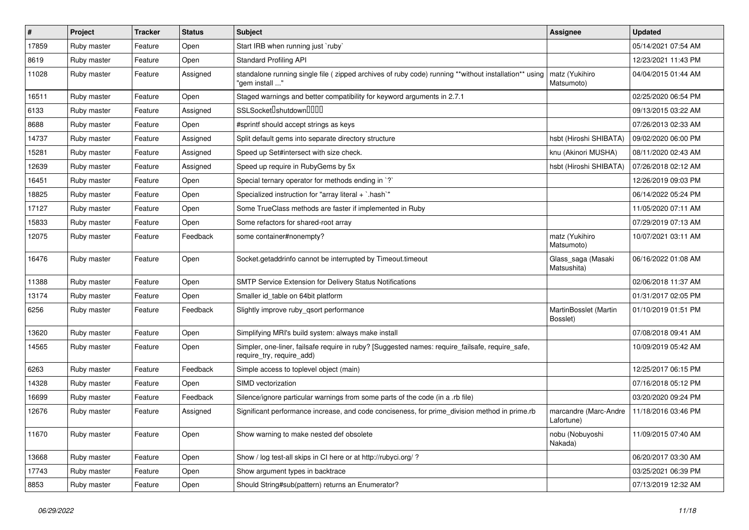| # | Project | Tracker | Status | Subject | Assignee | Updated |
|---|---|---|---|---|---|---|
| 17859 | Ruby master | Feature | Open | Start IRB when running just `ruby` | | 05/14/2021 07:54 AM |
| 8619 | Ruby master | Feature | Open | Standard Profiling API | | 12/23/2021 11:43 PM |
| 11028 | Ruby master | Feature | Assigned | standalone running single file ( zipped archives of ruby code) running **without installation** using "gem install ..." | matz (Yukihiro Matsumoto) | 04/04/2015 01:44 AM |
| 16511 | Ruby master | Feature | Open | Staged warnings and better compatibility for keyword arguments in 2.7.1 | | 02/25/2020 06:54 PM |
| 6133 | Ruby master | Feature | Assigned | SSLSocket�shutdown���� | | 09/13/2015 03:22 AM |
| 8688 | Ruby master | Feature | Open | #sprintf should accept strings as keys | | 07/26/2013 02:33 AM |
| 14737 | Ruby master | Feature | Assigned | Split default gems into separate directory structure | hsbt (Hiroshi SHIBATA) | 09/02/2020 06:00 PM |
| 15281 | Ruby master | Feature | Assigned | Speed up Set#intersect with size check. | knu (Akinori MUSHA) | 08/11/2020 02:43 AM |
| 12639 | Ruby master | Feature | Assigned | Speed up require in RubyGems by 5x | hsbt (Hiroshi SHIBATA) | 07/26/2018 02:12 AM |
| 16451 | Ruby master | Feature | Open | Special ternary operator for methods ending in `?` | | 12/26/2019 09:03 PM |
| 18825 | Ruby master | Feature | Open | Specialized instruction for "array literal + `.hash`" | | 06/14/2022 05:24 PM |
| 17127 | Ruby master | Feature | Open | Some TrueClass methods are faster if implemented in Ruby | | 11/05/2020 07:11 AM |
| 15833 | Ruby master | Feature | Open | Some refactors for shared-root array | | 07/29/2019 07:13 AM |
| 12075 | Ruby master | Feature | Feedback | some container#nonempty? | matz (Yukihiro Matsumoto) | 10/07/2021 03:11 AM |
| 16476 | Ruby master | Feature | Open | Socket.getaddrinfo cannot be interrupted by Timeout.timeout | Glass_saga (Masaki Matsushita) | 06/16/2022 01:08 AM |
| 11388 | Ruby master | Feature | Open | SMTP Service Extension for Delivery Status Notifications | | 02/06/2018 11:37 AM |
| 13174 | Ruby master | Feature | Open | Smaller id_table on 64bit platform | | 01/31/2017 02:05 PM |
| 6256 | Ruby master | Feature | Feedback | Slightly improve ruby_qsort performance | MartinBosslet (Martin Bosslet) | 01/10/2019 01:51 PM |
| 13620 | Ruby master | Feature | Open | Simplifying MRI's build system: always make install | | 07/08/2018 09:41 AM |
| 14565 | Ruby master | Feature | Open | Simpler, one-liner, failsafe require in ruby? [Suggested names: require_failsafe, require_safe, require_try, require_add) | | 10/09/2019 05:42 AM |
| 6263 | Ruby master | Feature | Feedback | Simple access to toplevel object (main) | | 12/25/2017 06:15 PM |
| 14328 | Ruby master | Feature | Open | SIMD vectorization | | 07/16/2018 05:12 PM |
| 16699 | Ruby master | Feature | Feedback | Silence/ignore particular warnings from some parts of the code (in a .rb file) | | 03/20/2020 09:24 PM |
| 12676 | Ruby master | Feature | Assigned | Significant performance increase, and code conciseness, for prime_division method in prime.rb | marcandre (Marc-Andre Lafortune) | 11/18/2016 03:46 PM |
| 11670 | Ruby master | Feature | Open | Show warning to make nested def obsolete | nobu (Nobuyoshi Nakada) | 11/09/2015 07:40 AM |
| 13668 | Ruby master | Feature | Open | Show / log test-all skips in CI here or at http://rubyci.org/ ? | | 06/20/2017 03:30 AM |
| 17743 | Ruby master | Feature | Open | Show argument types in backtrace | | 03/25/2021 06:39 PM |
| 8853 | Ruby master | Feature | Open | Should String#sub(pattern) returns an Enumerator? | | 07/13/2019 12:32 AM |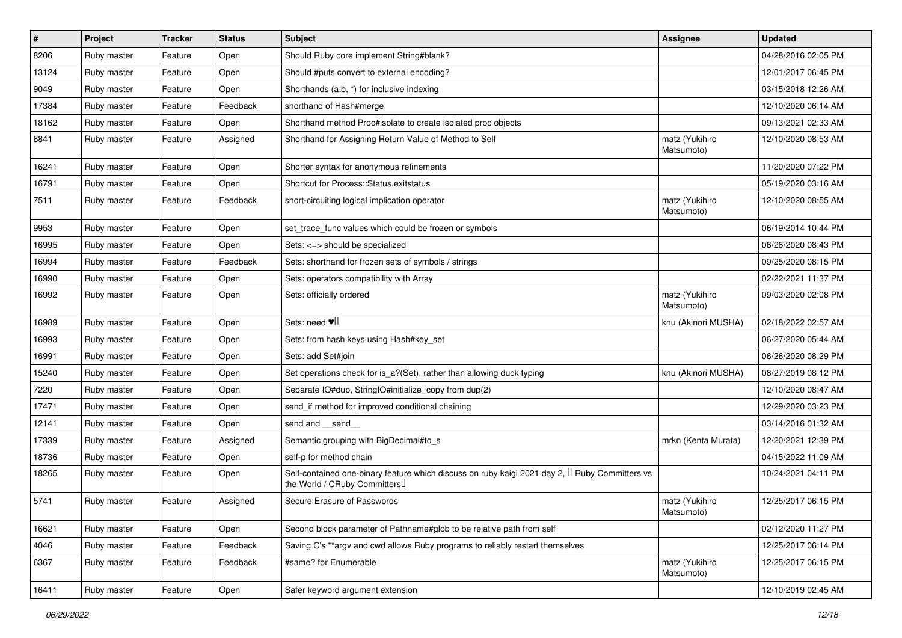| # | Project | Tracker | Status | Subject | Assignee | Updated |
|---|---|---|---|---|---|---|
| 8206 | Ruby master | Feature | Open | Should Ruby core implement String#blank? | | 04/28/2016 02:05 PM |
| 13124 | Ruby master | Feature | Open | Should #puts convert to external encoding? | | 12/01/2017 06:45 PM |
| 9049 | Ruby master | Feature | Open | Shorthands (a:b, *) for inclusive indexing | | 03/15/2018 12:26 AM |
| 17384 | Ruby master | Feature | Feedback | shorthand of Hash#merge | | 12/10/2020 06:14 AM |
| 18162 | Ruby master | Feature | Open | Shorthand method Proc#isolate to create isolated proc objects | | 09/13/2021 02:33 AM |
| 6841 | Ruby master | Feature | Assigned | Shorthand for Assigning Return Value of Method to Self | matz (Yukihiro Matsumoto) | 12/10/2020 08:53 AM |
| 16241 | Ruby master | Feature | Open | Shorter syntax for anonymous refinements | | 11/20/2020 07:22 PM |
| 16791 | Ruby master | Feature | Open | Shortcut for Process::Status.exitstatus | | 05/19/2020 03:16 AM |
| 7511 | Ruby master | Feature | Feedback | short-circuiting logical implication operator | matz (Yukihiro Matsumoto) | 12/10/2020 08:55 AM |
| 9953 | Ruby master | Feature | Open | set_trace_func values which could be frozen or symbols | | 06/19/2014 10:44 PM |
| 16995 | Ruby master | Feature | Open | Sets: <=> should be specialized | | 06/26/2020 08:43 PM |
| 16994 | Ruby master | Feature | Feedback | Sets: shorthand for frozen sets of symbols / strings | | 09/25/2020 08:15 PM |
| 16990 | Ruby master | Feature | Open | Sets: operators compatibility with Array | | 02/22/2021 11:37 PM |
| 16992 | Ruby master | Feature | Open | Sets: officially ordered | matz (Yukihiro Matsumoto) | 09/03/2020 02:08 PM |
| 16989 | Ruby master | Feature | Open | Sets: need ♥️ | knu (Akinori MUSHA) | 02/18/2022 02:57 AM |
| 16993 | Ruby master | Feature | Open | Sets: from hash keys using Hash#key_set | | 06/27/2020 05:44 AM |
| 16991 | Ruby master | Feature | Open | Sets: add Set#join | | 06/26/2020 08:29 PM |
| 15240 | Ruby master | Feature | Open | Set operations check for is_a?(Set), rather than allowing duck typing | knu (Akinori MUSHA) | 08/27/2019 08:12 PM |
| 7220 | Ruby master | Feature | Open | Separate IO#dup, StringIO#initialize_copy from dup(2) | | 12/10/2020 08:47 AM |
| 17471 | Ruby master | Feature | Open | send_if method for improved conditional chaining | | 12/29/2020 03:23 PM |
| 12141 | Ruby master | Feature | Open | send and __send__ | | 03/14/2016 01:32 AM |
| 17339 | Ruby master | Feature | Assigned | Semantic grouping with BigDecimal#to_s | mrkn (Kenta Murata) | 12/20/2021 12:39 PM |
| 18736 | Ruby master | Feature | Open | self-p for method chain | | 04/15/2022 11:09 AM |
| 18265 | Ruby master | Feature | Open | Self-contained one-binary feature which discuss on ruby kaigi 2021 day 2, 「Ruby Committers vs the World / CRuby Committers」 | | 10/24/2021 04:11 PM |
| 5741 | Ruby master | Feature | Assigned | Secure Erasure of Passwords | matz (Yukihiro Matsumoto) | 12/25/2017 06:15 PM |
| 16621 | Ruby master | Feature | Open | Second block parameter of Pathname#glob to be relative path from self | | 02/12/2020 11:27 PM |
| 4046 | Ruby master | Feature | Feedback | Saving C's **argv and cwd allows Ruby programs to reliably restart themselves | | 12/25/2017 06:14 PM |
| 6367 | Ruby master | Feature | Feedback | #same? for Enumerable | matz (Yukihiro Matsumoto) | 12/25/2017 06:15 PM |
| 16411 | Ruby master | Feature | Open | Safer keyword argument extension | | 12/10/2019 02:45 AM |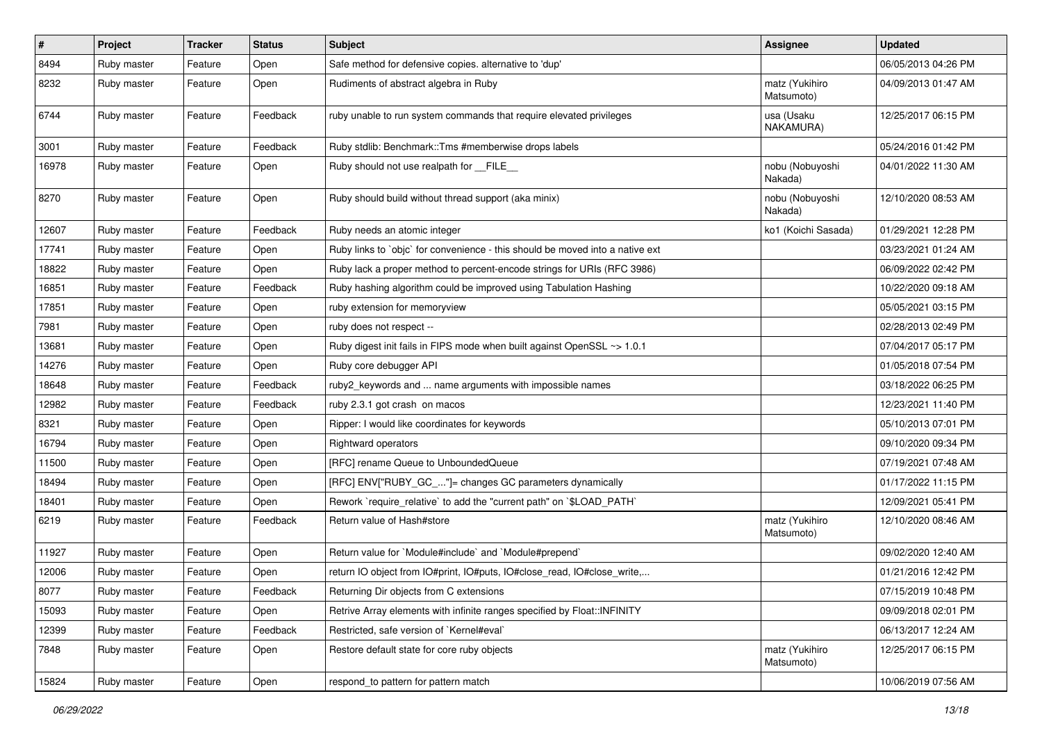| # | Project | Tracker | Status | Subject | Assignee | Updated |
|---|---|---|---|---|---|---|
| 8494 | Ruby master | Feature | Open | Safe method for defensive copies. alternative to 'dup' | | 06/05/2013 04:26 PM |
| 8232 | Ruby master | Feature | Open | Rudiments of abstract algebra in Ruby | matz (Yukihiro Matsumoto) | 04/09/2013 01:47 AM |
| 6744 | Ruby master | Feature | Feedback | ruby unable to run system commands that require elevated privileges | usa (Usaku NAKAMURA) | 12/25/2017 06:15 PM |
| 3001 | Ruby master | Feature | Feedback | Ruby stdlib: Benchmark::Tms #memberwise drops labels | | 05/24/2016 01:42 PM |
| 16978 | Ruby master | Feature | Open | Ruby should not use realpath for __FILE__ | nobu (Nobuyoshi Nakada) | 04/01/2022 11:30 AM |
| 8270 | Ruby master | Feature | Open | Ruby should build without thread support (aka minix) | nobu (Nobuyoshi Nakada) | 12/10/2020 08:53 AM |
| 12607 | Ruby master | Feature | Feedback | Ruby needs an atomic integer | ko1 (Koichi Sasada) | 01/29/2021 12:28 PM |
| 17741 | Ruby master | Feature | Open | Ruby links to `objc` for convenience - this should be moved into a native ext | | 03/23/2021 01:24 AM |
| 18822 | Ruby master | Feature | Open | Ruby lack a proper method to percent-encode strings for URIs (RFC 3986) | | 06/09/2022 02:42 PM |
| 16851 | Ruby master | Feature | Feedback | Ruby hashing algorithm could be improved using Tabulation Hashing | | 10/22/2020 09:18 AM |
| 17851 | Ruby master | Feature | Open | ruby extension for memoryview | | 05/05/2021 03:15 PM |
| 7981 | Ruby master | Feature | Open | ruby does not respect -- | | 02/28/2013 02:49 PM |
| 13681 | Ruby master | Feature | Open | Ruby digest init fails in FIPS mode when built against OpenSSL ~> 1.0.1 | | 07/04/2017 05:17 PM |
| 14276 | Ruby master | Feature | Open | Ruby core debugger API | | 01/05/2018 07:54 PM |
| 18648 | Ruby master | Feature | Feedback | ruby2_keywords and ... name arguments with impossible names | | 03/18/2022 06:25 PM |
| 12982 | Ruby master | Feature | Feedback | ruby 2.3.1 got crash on macos | | 12/23/2021 11:40 PM |
| 8321 | Ruby master | Feature | Open | Ripper: I would like coordinates for keywords | | 05/10/2013 07:01 PM |
| 16794 | Ruby master | Feature | Open | Rightward operators | | 09/10/2020 09:34 PM |
| 11500 | Ruby master | Feature | Open | [RFC] rename Queue to UnboundedQueue | | 07/19/2021 07:48 AM |
| 18494 | Ruby master | Feature | Open | [RFC] ENV["RUBY_GC_..."]= changes GC parameters dynamically | | 01/17/2022 11:15 PM |
| 18401 | Ruby master | Feature | Open | Rework `require_relative` to add the "current path" on `$LOAD_PATH` | | 12/09/2021 05:41 PM |
| 6219 | Ruby master | Feature | Feedback | Return value of Hash#store | matz (Yukihiro Matsumoto) | 12/10/2020 08:46 AM |
| 11927 | Ruby master | Feature | Open | Return value for `Module#include` and `Module#prepend` | | 09/02/2020 12:40 AM |
| 12006 | Ruby master | Feature | Open | return IO object from IO#print, IO#puts, IO#close_read, IO#close_write,... | | 01/21/2016 12:42 PM |
| 8077 | Ruby master | Feature | Feedback | Returning Dir objects from C extensions | | 07/15/2019 10:48 PM |
| 15093 | Ruby master | Feature | Open | Retrive Array elements with infinite ranges specified by Float::INFINITY | | 09/09/2018 02:01 PM |
| 12399 | Ruby master | Feature | Feedback | Restricted, safe version of `Kernel#eval` | | 06/13/2017 12:24 AM |
| 7848 | Ruby master | Feature | Open | Restore default state for core ruby objects | matz (Yukihiro Matsumoto) | 12/25/2017 06:15 PM |
| 15824 | Ruby master | Feature | Open | respond_to pattern for pattern match | | 10/06/2019 07:56 AM |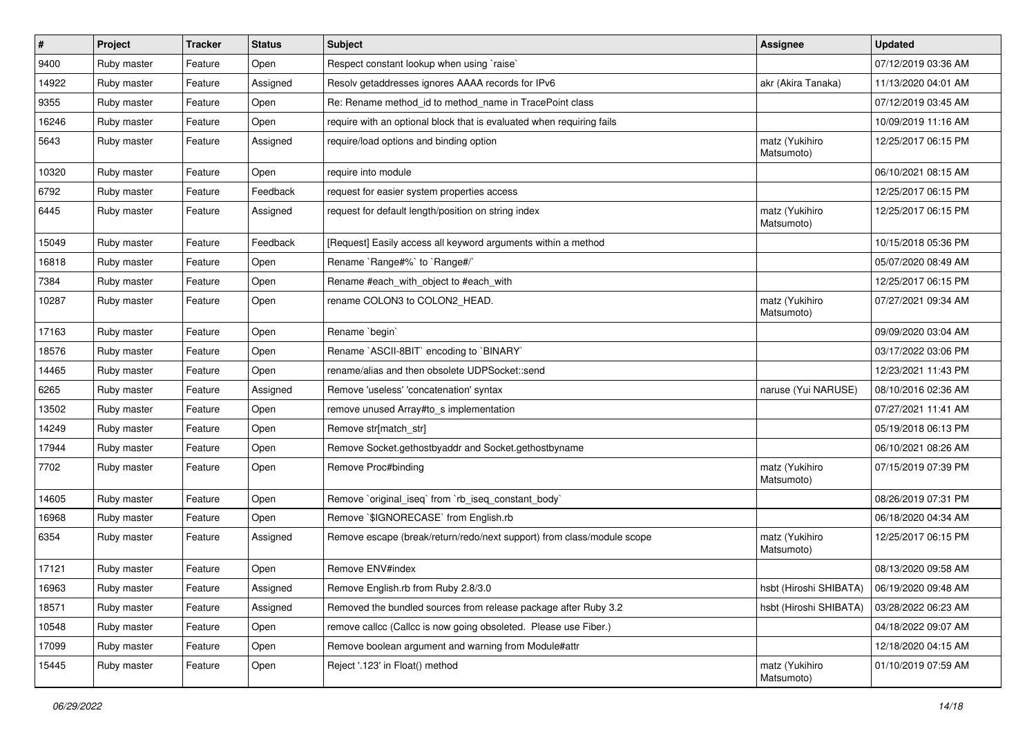| # | Project | Tracker | Status | Subject | Assignee | Updated |
|---|---|---|---|---|---|---|
| 9400 | Ruby master | Feature | Open | Respect constant lookup when using `raise` | | 07/12/2019 03:36 AM |
| 14922 | Ruby master | Feature | Assigned | Resolv getaddresses ignores AAAA records for IPv6 | akr (Akira Tanaka) | 11/13/2020 04:01 AM |
| 9355 | Ruby master | Feature | Open | Re: Rename method_id to method_name in TracePoint class | | 07/12/2019 03:45 AM |
| 16246 | Ruby master | Feature | Open | require with an optional block that is evaluated when requiring fails | | 10/09/2019 11:16 AM |
| 5643 | Ruby master | Feature | Assigned | require/load options and binding option | matz (Yukihiro Matsumoto) | 12/25/2017 06:15 PM |
| 10320 | Ruby master | Feature | Open | require into module | | 06/10/2021 08:15 AM |
| 6792 | Ruby master | Feature | Feedback | request for easier system properties access | | 12/25/2017 06:15 PM |
| 6445 | Ruby master | Feature | Assigned | request for default length/position on string index | matz (Yukihiro Matsumoto) | 12/25/2017 06:15 PM |
| 15049 | Ruby master | Feature | Feedback | [Request] Easily access all keyword arguments within a method | | 10/15/2018 05:36 PM |
| 16818 | Ruby master | Feature | Open | Rename `Range#%` to `Range#/` | | 05/07/2020 08:49 AM |
| 7384 | Ruby master | Feature | Open | Rename #each_with_object to #each_with | | 12/25/2017 06:15 PM |
| 10287 | Ruby master | Feature | Open | rename COLON3 to COLON2_HEAD. | matz (Yukihiro Matsumoto) | 07/27/2021 09:34 AM |
| 17163 | Ruby master | Feature | Open | Rename `begin` | | 09/09/2020 03:04 AM |
| 18576 | Ruby master | Feature | Open | Rename `ASCII-8BIT` encoding to `BINARY` | | 03/17/2022 03:06 PM |
| 14465 | Ruby master | Feature | Open | rename/alias and then obsolete UDPSocket::send | | 12/23/2021 11:43 PM |
| 6265 | Ruby master | Feature | Assigned | Remove 'useless' 'concatenation' syntax | naruse (Yui NARUSE) | 08/10/2016 02:36 AM |
| 13502 | Ruby master | Feature | Open | remove unused Array#to_s implementation | | 07/27/2021 11:41 AM |
| 14249 | Ruby master | Feature | Open | Remove str[match_str] | | 05/19/2018 06:13 PM |
| 17944 | Ruby master | Feature | Open | Remove Socket.gethostbyaddr and Socket.gethostbyname | | 06/10/2021 08:26 AM |
| 7702 | Ruby master | Feature | Open | Remove Proc#binding | matz (Yukihiro Matsumoto) | 07/15/2019 07:39 PM |
| 14605 | Ruby master | Feature | Open | Remove `original_iseq` from `rb_iseq_constant_body` | | 08/26/2019 07:31 PM |
| 16968 | Ruby master | Feature | Open | Remove `$IGNORECASE` from English.rb | | 06/18/2020 04:34 AM |
| 6354 | Ruby master | Feature | Assigned | Remove escape (break/return/redo/next support) from class/module scope | matz (Yukihiro Matsumoto) | 12/25/2017 06:15 PM |
| 17121 | Ruby master | Feature | Open | Remove ENV#index | | 08/13/2020 09:58 AM |
| 16963 | Ruby master | Feature | Assigned | Remove English.rb from Ruby 2.8/3.0 | hsbt (Hiroshi SHIBATA) | 06/19/2020 09:48 AM |
| 18571 | Ruby master | Feature | Assigned | Removed the bundled sources from release package after Ruby 3.2 | hsbt (Hiroshi SHIBATA) | 03/28/2022 06:23 AM |
| 10548 | Ruby master | Feature | Open | remove callcc (Callcc is now going obsoleted. Please use Fiber.) | | 04/18/2022 09:07 AM |
| 17099 | Ruby master | Feature | Open | Remove boolean argument and warning from Module#attr | | 12/18/2020 04:15 AM |
| 15445 | Ruby master | Feature | Open | Reject '.123' in Float() method | matz (Yukihiro Matsumoto) | 01/10/2019 07:59 AM |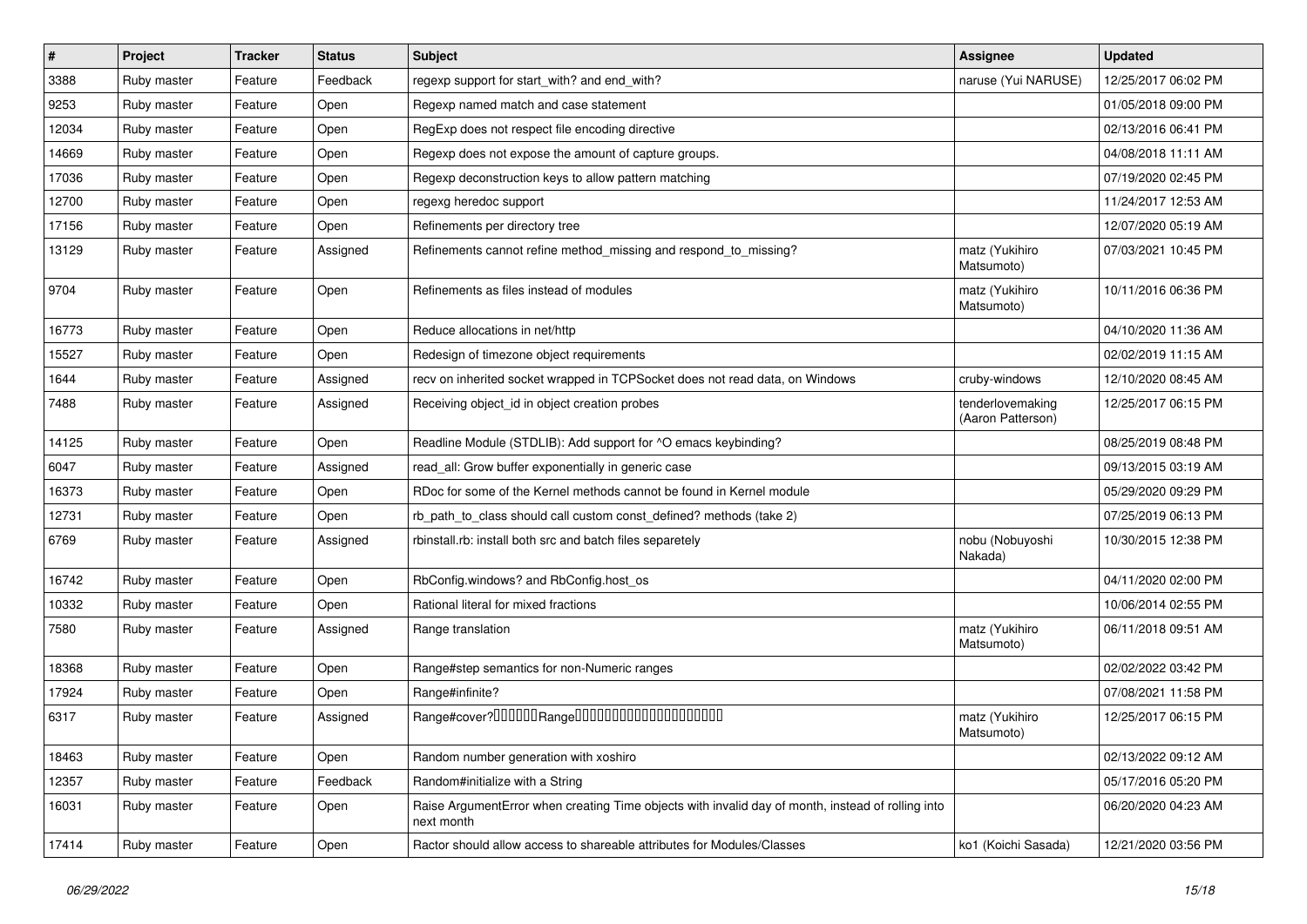| # | Project | Tracker | Status | Subject | Assignee | Updated |
|---|---|---|---|---|---|---|
| 3388 | Ruby master | Feature | Feedback | regexp support for start_with? and end_with? | naruse (Yui NARUSE) | 12/25/2017 06:02 PM |
| 9253 | Ruby master | Feature | Open | Regexp named match and case statement | | 01/05/2018 09:00 PM |
| 12034 | Ruby master | Feature | Open | RegExp does not respect file encoding directive | | 02/13/2016 06:41 PM |
| 14669 | Ruby master | Feature | Open | Regexp does not expose the amount of capture groups. | | 04/08/2018 11:11 AM |
| 17036 | Ruby master | Feature | Open | Regexp deconstruction keys to allow pattern matching | | 07/19/2020 02:45 PM |
| 12700 | Ruby master | Feature | Open | regexg heredoc support | | 11/24/2017 12:53 AM |
| 17156 | Ruby master | Feature | Open | Refinements per directory tree | | 12/07/2020 05:19 AM |
| 13129 | Ruby master | Feature | Assigned | Refinements cannot refine method_missing and respond_to_missing? | matz (Yukihiro Matsumoto) | 07/03/2021 10:45 PM |
| 9704 | Ruby master | Feature | Open | Refinements as files instead of modules | matz (Yukihiro Matsumoto) | 10/11/2016 06:36 PM |
| 16773 | Ruby master | Feature | Open | Reduce allocations in net/http | | 04/10/2020 11:36 AM |
| 15527 | Ruby master | Feature | Open | Redesign of timezone object requirements | | 02/02/2019 11:15 AM |
| 1644 | Ruby master | Feature | Assigned | recv on inherited socket wrapped in TCPSocket does not read data, on Windows | cruby-windows | 12/10/2020 08:45 AM |
| 7488 | Ruby master | Feature | Assigned | Receiving object_id in object creation probes | tenderlovemaking (Aaron Patterson) | 12/25/2017 06:15 PM |
| 14125 | Ruby master | Feature | Open | Readline Module (STDLIB): Add support for ^O emacs keybinding? | | 08/25/2019 08:48 PM |
| 6047 | Ruby master | Feature | Assigned | read_all: Grow buffer exponentially in generic case | | 09/13/2015 03:19 AM |
| 16373 | Ruby master | Feature | Open | RDoc for some of the Kernel methods cannot be found in Kernel module | | 05/29/2020 09:29 PM |
| 12731 | Ruby master | Feature | Open | rb_path_to_class should call custom const_defined? methods (take 2) | | 07/25/2019 06:13 PM |
| 6769 | Ruby master | Feature | Assigned | rbinstall.rb: install both src and batch files separetely | nobu (Nobuyoshi Nakada) | 10/30/2015 12:38 PM |
| 16742 | Ruby master | Feature | Open | RbConfig.windows? and RbConfig.host_os | | 04/11/2020 02:00 PM |
| 10332 | Ruby master | Feature | Open | Rational literal for mixed fractions | | 10/06/2014 02:55 PM |
| 7580 | Ruby master | Feature | Assigned | Range translation | matz (Yukihiro Matsumoto) | 06/11/2018 09:51 AM |
| 18368 | Ruby master | Feature | Open | Range#step semantics for non-Numeric ranges | | 02/02/2022 03:42 PM |
| 17924 | Ruby master | Feature | Open | Range#infinite? | | 07/08/2021 11:58 PM |
| 6317 | Ruby master | Feature | Assigned | Range#cover?□□□□□□Range□□□□□□□□□□□□□□□□□□□□□ | matz (Yukihiro Matsumoto) | 12/25/2017 06:15 PM |
| 18463 | Ruby master | Feature | Open | Random number generation with xoshiro | | 02/13/2022 09:12 AM |
| 12357 | Ruby master | Feature | Feedback | Random#initialize with a String | | 05/17/2016 05:20 PM |
| 16031 | Ruby master | Feature | Open | Raise ArgumentError when creating Time objects with invalid day of month, instead of rolling into next month | | 06/20/2020 04:23 AM |
| 17414 | Ruby master | Feature | Open | Ractor should allow access to shareable attributes for Modules/Classes | ko1 (Koichi Sasada) | 12/21/2020 03:56 PM |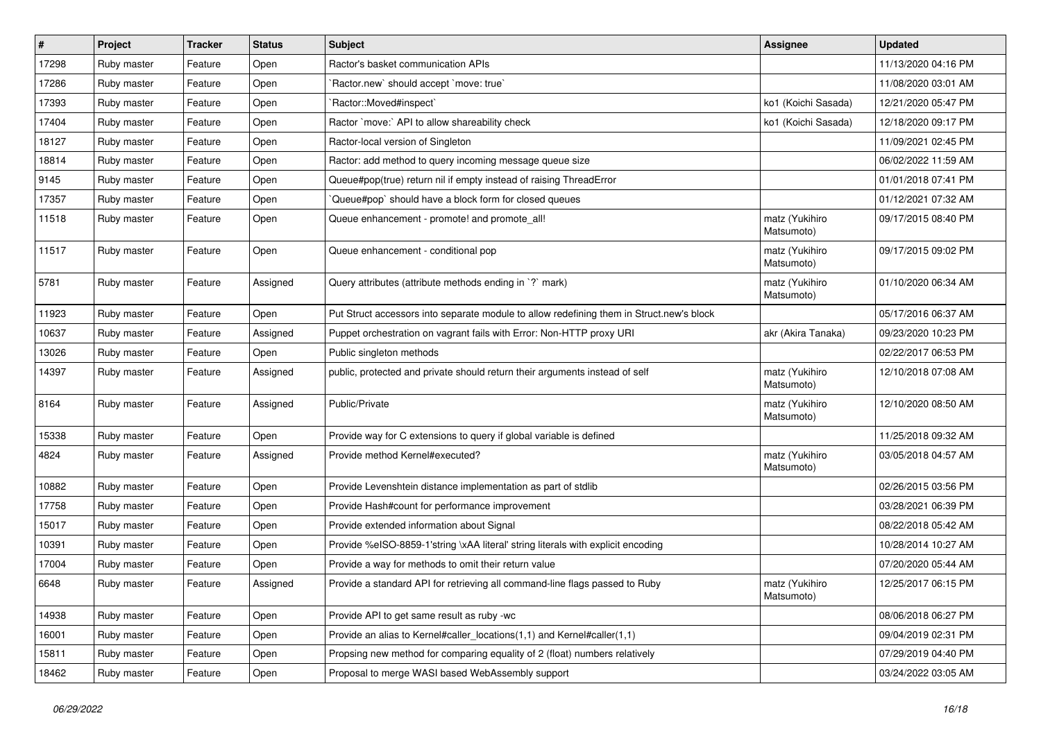| # | Project | Tracker | Status | Subject | Assignee | Updated |
|---|---|---|---|---|---|---|
| 17298 | Ruby master | Feature | Open | Ractor's basket communication APIs | | 11/13/2020 04:16 PM |
| 17286 | Ruby master | Feature | Open | `Ractor.new` should accept `move: true` | | 11/08/2020 03:01 AM |
| 17393 | Ruby master | Feature | Open | `Ractor::Moved#inspect` | ko1 (Koichi Sasada) | 12/21/2020 05:47 PM |
| 17404 | Ruby master | Feature | Open | Ractor `move:` API to allow shareability check | ko1 (Koichi Sasada) | 12/18/2020 09:17 PM |
| 18127 | Ruby master | Feature | Open | Ractor-local version of Singleton | | 11/09/2021 02:45 PM |
| 18814 | Ruby master | Feature | Open | Ractor: add method to query incoming message queue size | | 06/02/2022 11:59 AM |
| 9145 | Ruby master | Feature | Open | Queue#pop(true) return nil if empty instead of raising ThreadError | | 01/01/2018 07:41 PM |
| 17357 | Ruby master | Feature | Open | `Queue#pop` should have a block form for closed queues | | 01/12/2021 07:32 AM |
| 11518 | Ruby master | Feature | Open | Queue enhancement - promote! and promote_all! | matz (Yukihiro Matsumoto) | 09/17/2015 08:40 PM |
| 11517 | Ruby master | Feature | Open | Queue enhancement - conditional pop | matz (Yukihiro Matsumoto) | 09/17/2015 09:02 PM |
| 5781 | Ruby master | Feature | Assigned | Query attributes (attribute methods ending in `?` mark) | matz (Yukihiro Matsumoto) | 01/10/2020 06:34 AM |
| 11923 | Ruby master | Feature | Open | Put Struct accessors into separate module to allow redefining them in Struct.new's block | | 05/17/2016 06:37 AM |
| 10637 | Ruby master | Feature | Assigned | Puppet orchestration on vagrant fails with Error: Non-HTTP proxy URI | akr (Akira Tanaka) | 09/23/2020 10:23 PM |
| 13026 | Ruby master | Feature | Open | Public singleton methods | | 02/22/2017 06:53 PM |
| 14397 | Ruby master | Feature | Assigned | public, protected and private should return their arguments instead of self | matz (Yukihiro Matsumoto) | 12/10/2018 07:08 AM |
| 8164 | Ruby master | Feature | Assigned | Public/Private | matz (Yukihiro Matsumoto) | 12/10/2020 08:50 AM |
| 15338 | Ruby master | Feature | Open | Provide way for C extensions to query if global variable is defined | | 11/25/2018 09:32 AM |
| 4824 | Ruby master | Feature | Assigned | Provide method Kernel#executed? | matz (Yukihiro Matsumoto) | 03/05/2018 04:57 AM |
| 10882 | Ruby master | Feature | Open | Provide Levenshtein distance implementation as part of stdlib | | 02/26/2015 03:56 PM |
| 17758 | Ruby master | Feature | Open | Provide Hash#count for performance improvement | | 03/28/2021 06:39 PM |
| 15017 | Ruby master | Feature | Open | Provide extended information about Signal | | 08/22/2018 05:42 AM |
| 10391 | Ruby master | Feature | Open | Provide %eISO-8859-1'string \xAA literal' string literals with explicit encoding | | 10/28/2014 10:27 AM |
| 17004 | Ruby master | Feature | Open | Provide a way for methods to omit their return value | | 07/20/2020 05:44 AM |
| 6648 | Ruby master | Feature | Assigned | Provide a standard API for retrieving all command-line flags passed to Ruby | matz (Yukihiro Matsumoto) | 12/25/2017 06:15 PM |
| 14938 | Ruby master | Feature | Open | Provide API to get same result as ruby -wc | | 08/06/2018 06:27 PM |
| 16001 | Ruby master | Feature | Open | Provide an alias to Kernel#caller_locations(1,1) and Kernel#caller(1,1) | | 09/04/2019 02:31 PM |
| 15811 | Ruby master | Feature | Open | Propsing new method for comparing equality of 2 (float) numbers relatively | | 07/29/2019 04:40 PM |
| 18462 | Ruby master | Feature | Open | Proposal to merge WASI based WebAssembly support | | 03/24/2022 03:05 AM |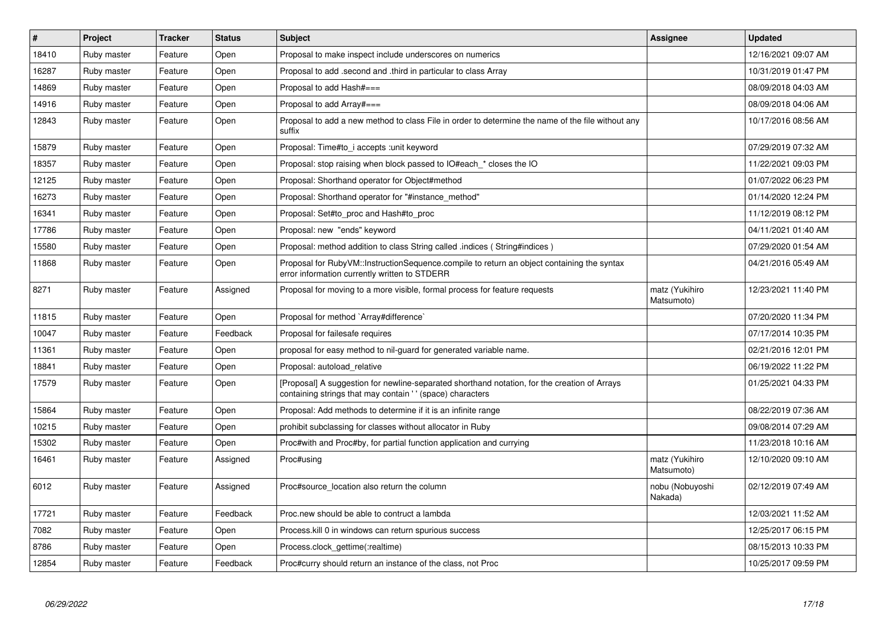| # | Project | Tracker | Status | Subject | Assignee | Updated |
|---|---|---|---|---|---|---|
| 18410 | Ruby master | Feature | Open | Proposal to make inspect include underscores on numerics | | 12/16/2021 09:07 AM |
| 16287 | Ruby master | Feature | Open | Proposal to add .second and .third in particular to class Array | | 10/31/2019 01:47 PM |
| 14869 | Ruby master | Feature | Open | Proposal to add Hash#=== | | 08/09/2018 04:03 AM |
| 14916 | Ruby master | Feature | Open | Proposal to add Array#=== | | 08/09/2018 04:06 AM |
| 12843 | Ruby master | Feature | Open | Proposal to add a new method to class File in order to determine the name of the file without any suffix | | 10/17/2016 08:56 AM |
| 15879 | Ruby master | Feature | Open | Proposal: Time#to_i accepts :unit keyword | | 07/29/2019 07:32 AM |
| 18357 | Ruby master | Feature | Open | Proposal: stop raising when block passed to IO#each_* closes the IO | | 11/22/2021 09:03 PM |
| 12125 | Ruby master | Feature | Open | Proposal: Shorthand operator for Object#method | | 01/07/2022 06:23 PM |
| 16273 | Ruby master | Feature | Open | Proposal: Shorthand operator for "#instance_method" | | 01/14/2020 12:24 PM |
| 16341 | Ruby master | Feature | Open | Proposal: Set#to_proc and Hash#to_proc | | 11/12/2019 08:12 PM |
| 17786 | Ruby master | Feature | Open | Proposal: new "ends" keyword | | 04/11/2021 01:40 AM |
| 15580 | Ruby master | Feature | Open | Proposal: method addition to class String called .indices ( String#indices ) | | 07/29/2020 01:54 AM |
| 11868 | Ruby master | Feature | Open | Proposal for RubyVM::InstructionSequence.compile to return an object containing the syntax error information currently written to STDERR | | 04/21/2016 05:49 AM |
| 8271 | Ruby master | Feature | Assigned | Proposal for moving to a more visible, formal process for feature requests | matz (Yukihiro Matsumoto) | 12/23/2021 11:40 PM |
| 11815 | Ruby master | Feature | Open | Proposal for method `Array#difference` | | 07/20/2020 11:34 PM |
| 10047 | Ruby master | Feature | Feedback | Proposal for failesafe requires | | 07/17/2014 10:35 PM |
| 11361 | Ruby master | Feature | Open | proposal for easy method to nil-guard for generated variable name. | | 02/21/2016 12:01 PM |
| 18841 | Ruby master | Feature | Open | Proposal: autoload_relative | | 06/19/2022 11:22 PM |
| 17579 | Ruby master | Feature | Open | [Proposal] A suggestion for newline-separated shorthand notation, for the creation of Arrays containing strings that may contain ' ' (space) characters | | 01/25/2021 04:33 PM |
| 15864 | Ruby master | Feature | Open | Proposal: Add methods to determine if it is an infinite range | | 08/22/2019 07:36 AM |
| 10215 | Ruby master | Feature | Open | prohibit subclassing for classes without allocator in Ruby | | 09/08/2014 07:29 AM |
| 15302 | Ruby master | Feature | Open | Proc#with and Proc#by, for partial function application and currying | | 11/23/2018 10:16 AM |
| 16461 | Ruby master | Feature | Assigned | Proc#using | matz (Yukihiro Matsumoto) | 12/10/2020 09:10 AM |
| 6012 | Ruby master | Feature | Assigned | Proc#source_location also return the column | nobu (Nobuyoshi Nakada) | 02/12/2019 07:49 AM |
| 17721 | Ruby master | Feature | Feedback | Proc.new should be able to contruct a lambda | | 12/03/2021 11:52 AM |
| 7082 | Ruby master | Feature | Open | Process.kill 0 in windows can return spurious success | | 12/25/2017 06:15 PM |
| 8786 | Ruby master | Feature | Open | Process.clock_gettime(:realtime) | | 08/15/2013 10:33 PM |
| 12854 | Ruby master | Feature | Feedback | Proc#curry should return an instance of the class, not Proc | | 10/25/2017 09:59 PM |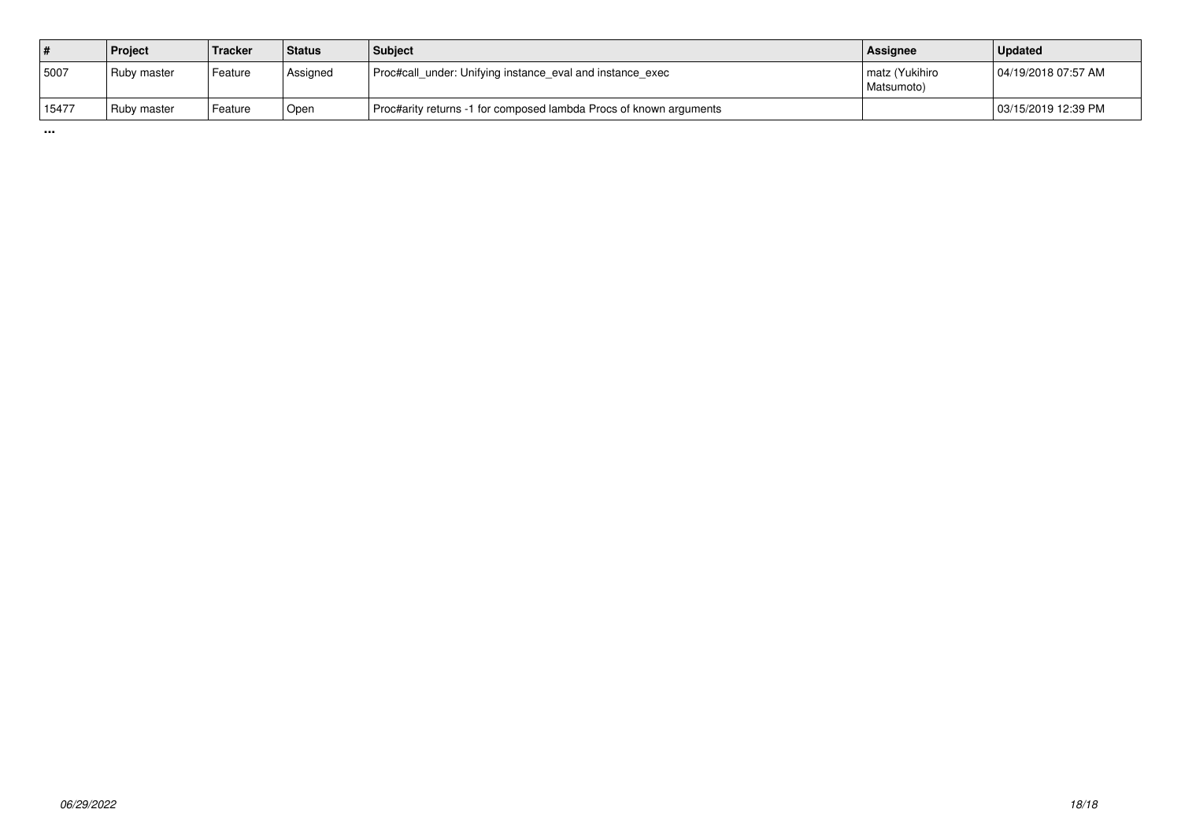| # | Project | Tracker | Status | Subject | Assignee | Updated |
|---|---|---|---|---|---|---|
| 5007 | Ruby master | Feature | Assigned | Proc#call_under: Unifying instance_eval and instance_exec | matz (Yukihiro Matsumoto) | 04/19/2018 07:57 AM |
| 15477 | Ruby master | Feature | Open | Proc#arity returns -1 for composed lambda Procs of known arguments | | 03/15/2019 12:39 PM |

...